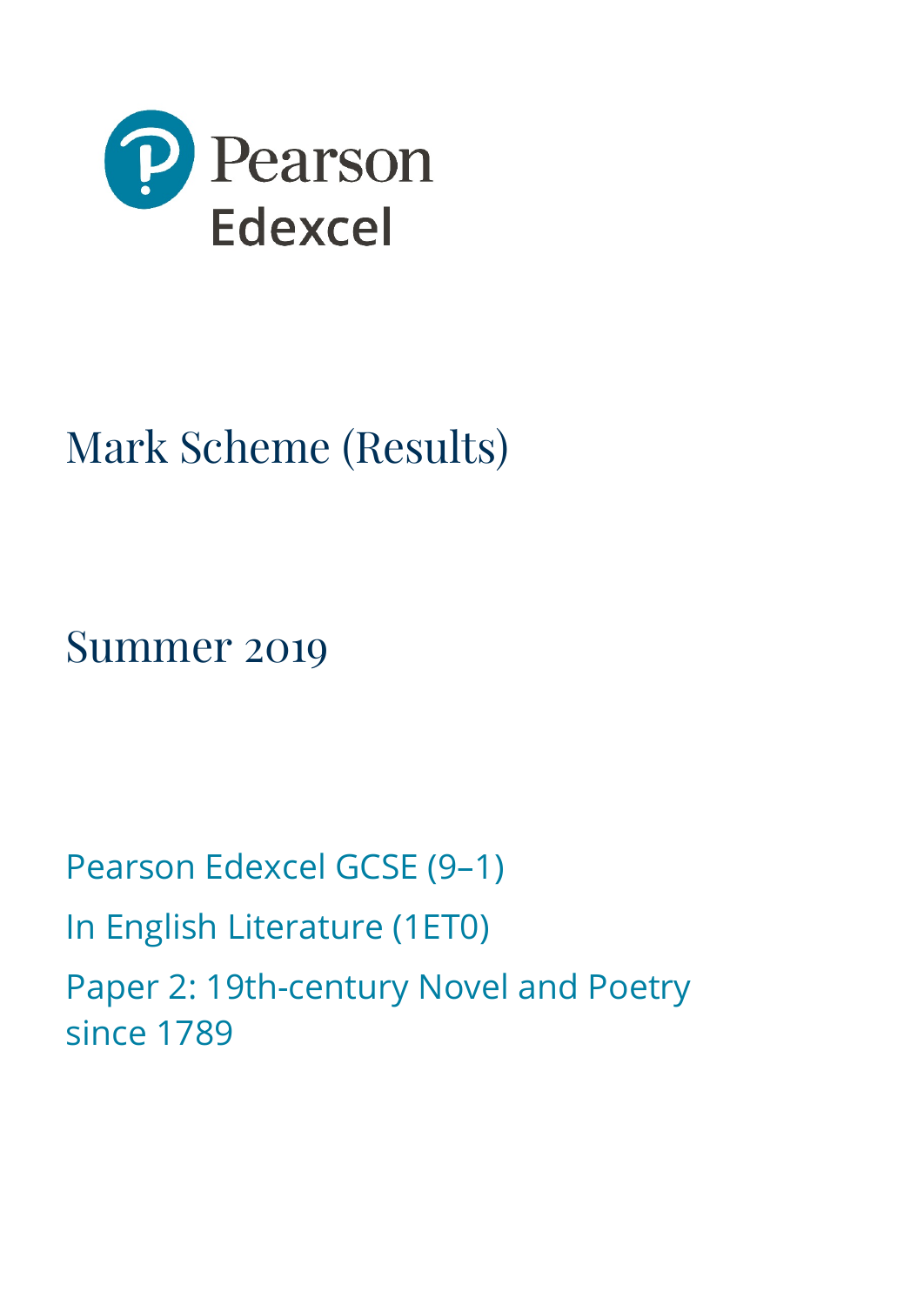Pearson Edexcel

# Mark Scheme (Results)

## Summer 2019

Pearson Edexcel GCSE (9–1)

In English Literature (1ET0)

Paper 2: 19th-century Novel and Poetry since 1789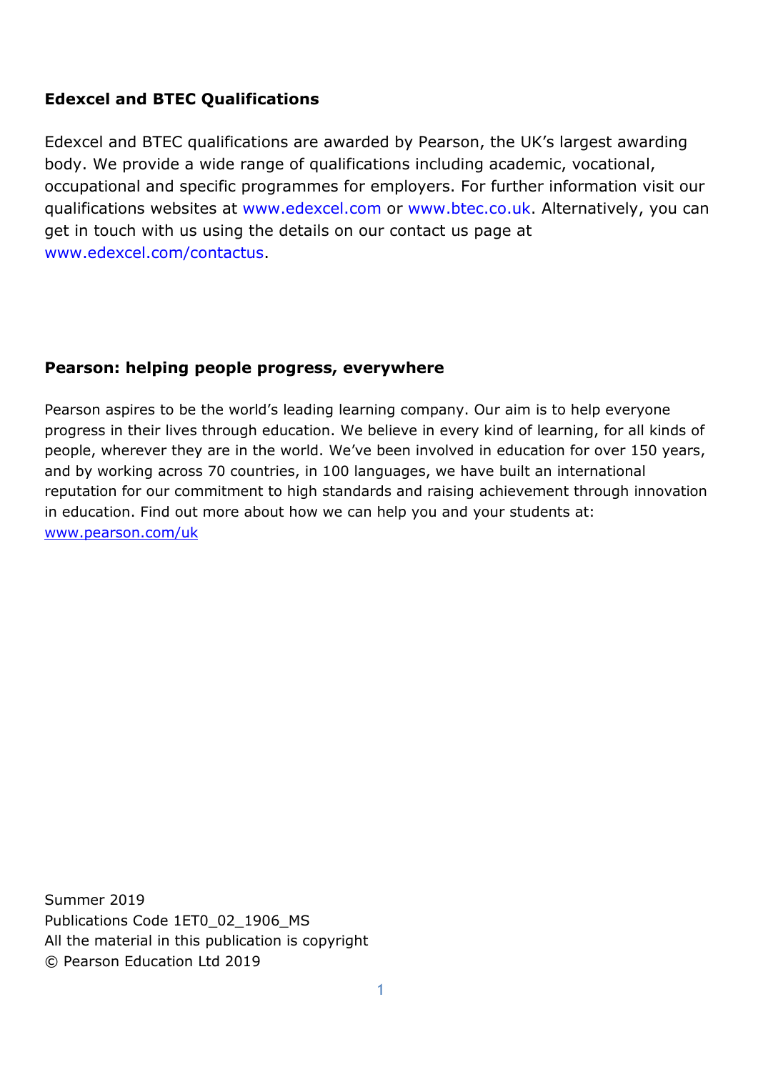**Edexcel and BTEC Qualifications**

Edexcel and BTEC qualifications are awarded by Pearson, the UK's largest awarding body. We provide a wide range of qualifications including academic, vocational, occupational and specific programmes for employers. For further information visit our qualifications websites at www.edexcel.com or www.btec.co.uk. Alternatively, you can get in touch with us using the details on our contact us page at www.edexcel.com/contactus.

**Pearson: helping people progress, everywhere**

Pearson aspires to be the world's leading learning company. Our aim is to help everyone progress in their lives through education. We believe in every kind of learning, for all kinds of people, wherever they are in the world. We've been involved in education for over 150 years, and by working across 70 countries, in 100 languages, we have built an international reputation for our commitment to high standards and raising achievement through innovation in education. Find out more about how we can help you and your students at: www.pearson.com/uk

Summer 2019
Publications Code 1ET0_02_1906_MS
All the material in this publication is copyright
© Pearson Education Ltd 2019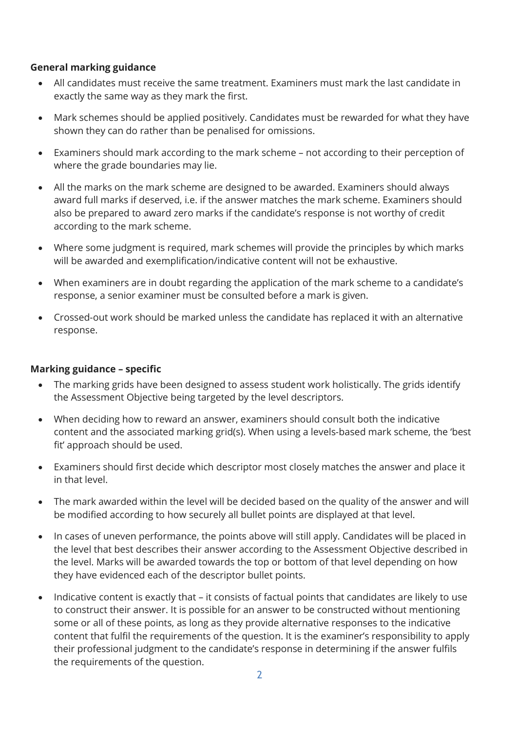**General marking guidance**

- All candidates must receive the same treatment. Examiners must mark the last candidate in exactly the same way as they mark the first.
- Mark schemes should be applied positively. Candidates must be rewarded for what they have shown they can do rather than be penalised for omissions.
- Examiners should mark according to the mark scheme – not according to their perception of where the grade boundaries may lie.
- All the marks on the mark scheme are designed to be awarded. Examiners should always award full marks if deserved, i.e. if the answer matches the mark scheme. Examiners should also be prepared to award zero marks if the candidate's response is not worthy of credit according to the mark scheme.
- Where some judgment is required, mark schemes will provide the principles by which marks will be awarded and exemplification/indicative content will not be exhaustive.
- When examiners are in doubt regarding the application of the mark scheme to a candidate's response, a senior examiner must be consulted before a mark is given.
- Crossed-out work should be marked unless the candidate has replaced it with an alternative response.

**Marking guidance – specific**

- The marking grids have been designed to assess student work holistically. The grids identify the Assessment Objective being targeted by the level descriptors.
- When deciding how to reward an answer, examiners should consult both the indicative content and the associated marking grid(s). When using a levels-based mark scheme, the 'best fit' approach should be used.
- Examiners should first decide which descriptor most closely matches the answer and place it in that level.
- The mark awarded within the level will be decided based on the quality of the answer and will be modified according to how securely all bullet points are displayed at that level.
- In cases of uneven performance, the points above will still apply. Candidates will be placed in the level that best describes their answer according to the Assessment Objective described in the level. Marks will be awarded towards the top or bottom of that level depending on how they have evidenced each of the descriptor bullet points.
- Indicative content is exactly that – it consists of factual points that candidates are likely to use to construct their answer. It is possible for an answer to be constructed without mentioning some or all of these points, as long as they provide alternative responses to the indicative content that fulfil the requirements of the question. It is the examiner's responsibility to apply their professional judgment to the candidate's response in determining if the answer fulfils the requirements of the question.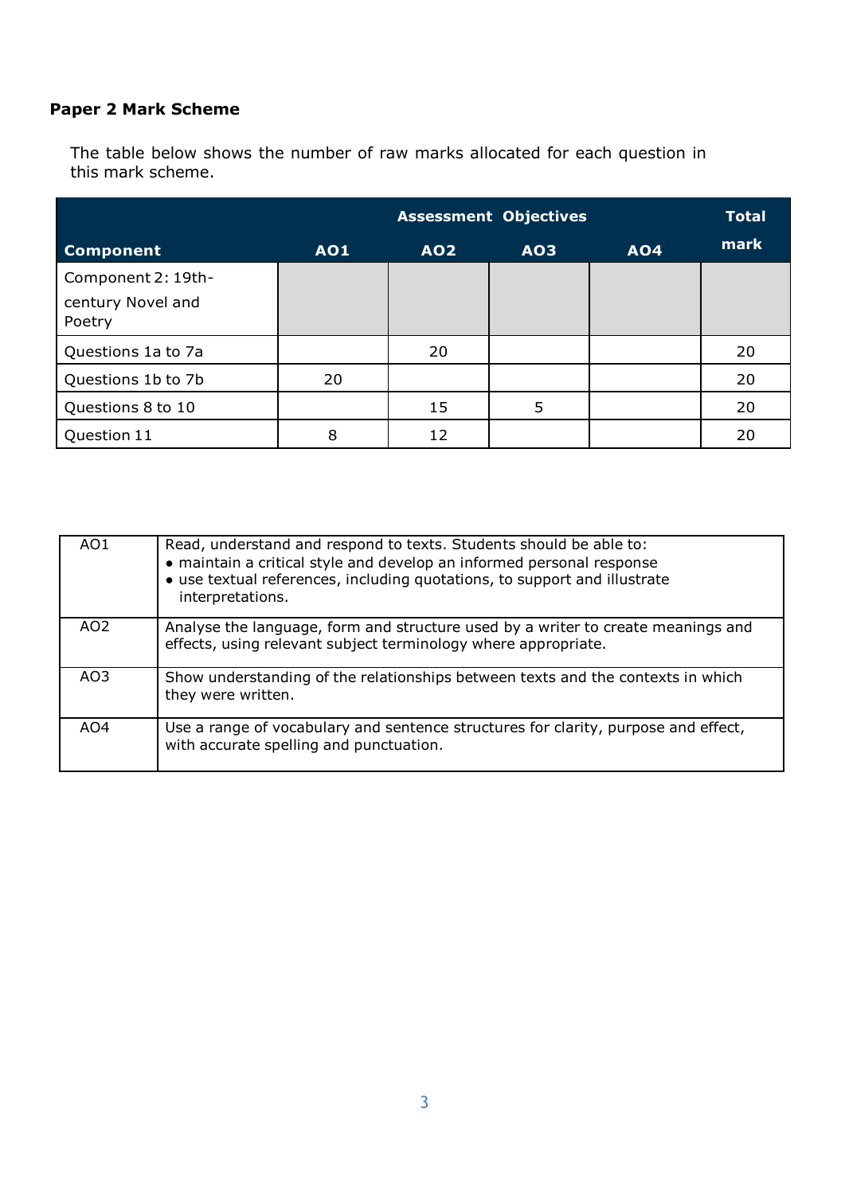**Paper 2 Mark Scheme**

The table below shows the number of raw marks allocated for each question in this mark scheme.

| | Assessment Objectives | | | | Total mark |
|---|---|---|---|---|---|
| **Component** | **AO1** | **AO2** | **AO3** | **AO4** | |
| Component 2: 19th-century Novel and Poetry | | | | | |
| Questions 1a to 7a | | 20 | | | 20 |
| Questions 1b to 7b | 20 | | | | 20 |
| Questions 8 to 10 | | 15 | 5 | | 20 |
| Question 11 | 8 | 12 | | | 20 |

| | |
|---|---|
| AO1 | Read, understand and respond to texts. Students should be able to:<br>• maintain a critical style and develop an informed personal response<br>• use textual references, including quotations, to support and illustrate interpretations. |
| AO2 | Analyse the language, form and structure used by a writer to create meanings and effects, using relevant subject terminology where appropriate. |
| AO3 | Show understanding of the relationships between texts and the contexts in which they were written. |
| AO4 | Use a range of vocabulary and sentence structures for clarity, purpose and effect, with accurate spelling and punctuation. |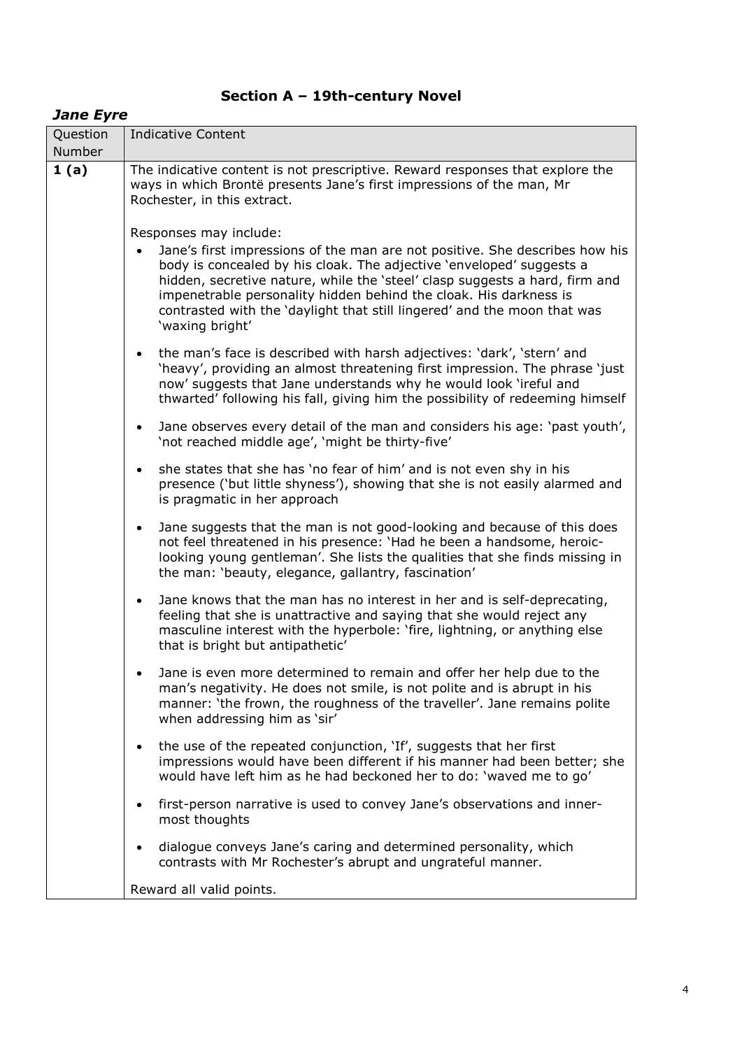## Section A – 19th-century Novel

### *Jane Eyre*

| Question Number | Indicative Content |
|---|---|
| **1 (a)** | The indicative content is not prescriptive. Reward responses that explore the ways in which Brontë presents Jane's first impressions of the man, Mr Rochester, in this extract.<br><br>Responses may include:<br>• Jane's first impressions of the man are not positive. She describes how his body is concealed by his cloak. The adjective 'enveloped' suggests a hidden, secretive nature, while the 'steel' clasp suggests a hard, firm and impenetrable personality hidden behind the cloak. His darkness is contrasted with the 'daylight that still lingered' and the moon that was 'waxing bright'<br>• the man's face is described with harsh adjectives: 'dark', 'stern' and 'heavy', providing an almost threatening first impression. The phrase 'just now' suggests that Jane understands why he would look 'ireful and thwarted' following his fall, giving him the possibility of redeeming himself<br>• Jane observes every detail of the man and considers his age: 'past youth', 'not reached middle age', 'might be thirty-five'<br>• she states that she has 'no fear of him' and is not even shy in his presence ('but little shyness'), showing that she is not easily alarmed and is pragmatic in her approach<br>• Jane suggests that the man is not good-looking and because of this does not feel threatened in his presence: 'Had he been a handsome, heroic-looking young gentleman'. She lists the qualities that she finds missing in the man: 'beauty, elegance, gallantry, fascination'<br>• Jane knows that the man has no interest in her and is self-deprecating, feeling that she is unattractive and saying that she would reject any masculine interest with the hyperbole: 'fire, lightning, or anything else that is bright but antipathetic'<br>• Jane is even more determined to remain and offer her help due to the man's negativity. He does not smile, is not polite and is abrupt in his manner: 'the frown, the roughness of the traveller'. Jane remains polite when addressing him as 'sir'<br>• the use of the repeated conjunction, 'If', suggests that her first impressions would have been different if his manner had been better; she would have left him as he had beckoned her to do: 'waved me to go'<br>• first-person narrative is used to convey Jane's observations and inner-most thoughts<br>• dialogue conveys Jane's caring and determined personality, which contrasts with Mr Rochester's abrupt and ungrateful manner.<br><br>Reward all valid points. |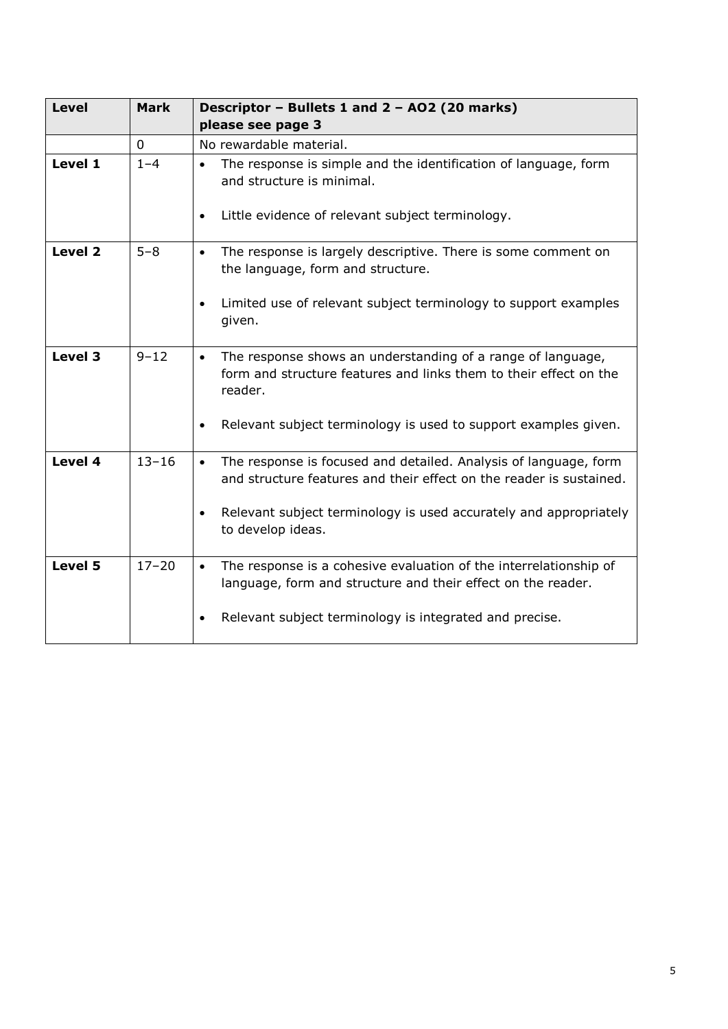| Level | Mark | Descriptor – Bullets 1 and 2 – AO2 (20 marks) please see page 3 |
|---|---|---|
| | 0 | No rewardable material. |
| **Level 1** | 1–4 | • The response is simple and the identification of language, form and structure is minimal.<br>• Little evidence of relevant subject terminology. |
| **Level 2** | 5–8 | • The response is largely descriptive. There is some comment on the language, form and structure.<br>• Limited use of relevant subject terminology to support examples given. |
| **Level 3** | 9–12 | • The response shows an understanding of a range of language, form and structure features and links them to their effect on the reader.<br>• Relevant subject terminology is used to support examples given. |
| **Level 4** | 13–16 | • The response is focused and detailed. Analysis of language, form and structure features and their effect on the reader is sustained.<br>• Relevant subject terminology is used accurately and appropriately to develop ideas. |
| **Level 5** | 17–20 | • The response is a cohesive evaluation of the interrelationship of language, form and structure and their effect on the reader.<br>• Relevant subject terminology is integrated and precise. |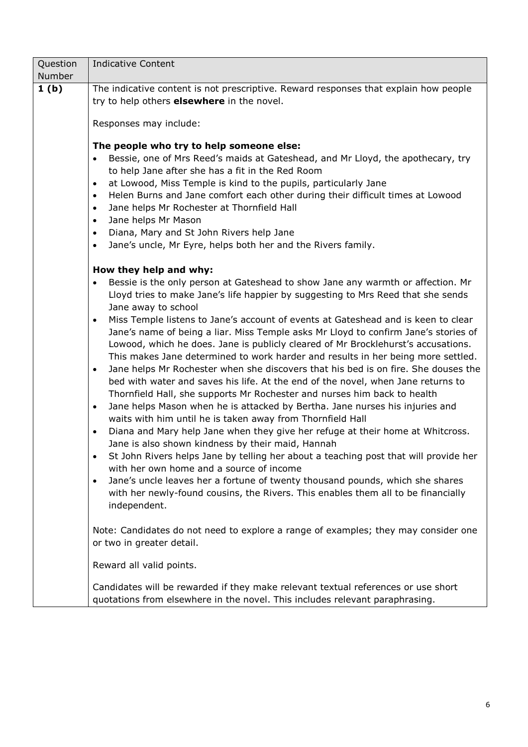| Question Number | Indicative Content |
|---|---|
| **1 (b)** | The indicative content is not prescriptive. Reward responses that explain how people try to help others **elsewhere** in the novel.<br><br>Responses may include:<br><br>**The people who try to help someone else:**<br>• Bessie, one of Mrs Reed's maids at Gateshead, and Mr Lloyd, the apothecary, try to help Jane after she has a fit in the Red Room<br>• at Lowood, Miss Temple is kind to the pupils, particularly Jane<br>• Helen Burns and Jane comfort each other during their difficult times at Lowood<br>• Jane helps Mr Rochester at Thornfield Hall<br>• Jane helps Mr Mason<br>• Diana, Mary and St John Rivers help Jane<br>• Jane's uncle, Mr Eyre, helps both her and the Rivers family.<br><br>**How they help and why:**<br>• Bessie is the only person at Gateshead to show Jane any warmth or affection. Mr Lloyd tries to make Jane's life happier by suggesting to Mrs Reed that she sends Jane away to school<br>• Miss Temple listens to Jane's account of events at Gateshead and is keen to clear Jane's name of being a liar. Miss Temple asks Mr Lloyd to confirm Jane's stories of Lowood, which he does. Jane is publicly cleared of Mr Brocklehurst's accusations. This makes Jane determined to work harder and results in her being more settled.<br>• Jane helps Mr Rochester when she discovers that his bed is on fire. She douses the bed with water and saves his life. At the end of the novel, when Jane returns to Thornfield Hall, she supports Mr Rochester and nurses him back to health<br>• Jane helps Mason when he is attacked by Bertha. Jane nurses his injuries and waits with him until he is taken away from Thornfield Hall<br>• Diana and Mary help Jane when they give her refuge at their home at Whitcross. Jane is also shown kindness by their maid, Hannah<br>• St John Rivers helps Jane by telling her about a teaching post that will provide her with her own home and a source of income<br>• Jane's uncle leaves her a fortune of twenty thousand pounds, which she shares with her newly-found cousins, the Rivers. This enables them all to be financially independent.<br><br>Note: Candidates do not need to explore a range of examples; they may consider one or two in greater detail.<br><br>Reward all valid points.<br><br>Candidates will be rewarded if they make relevant textual references or use short quotations from elsewhere in the novel. This includes relevant paraphrasing. |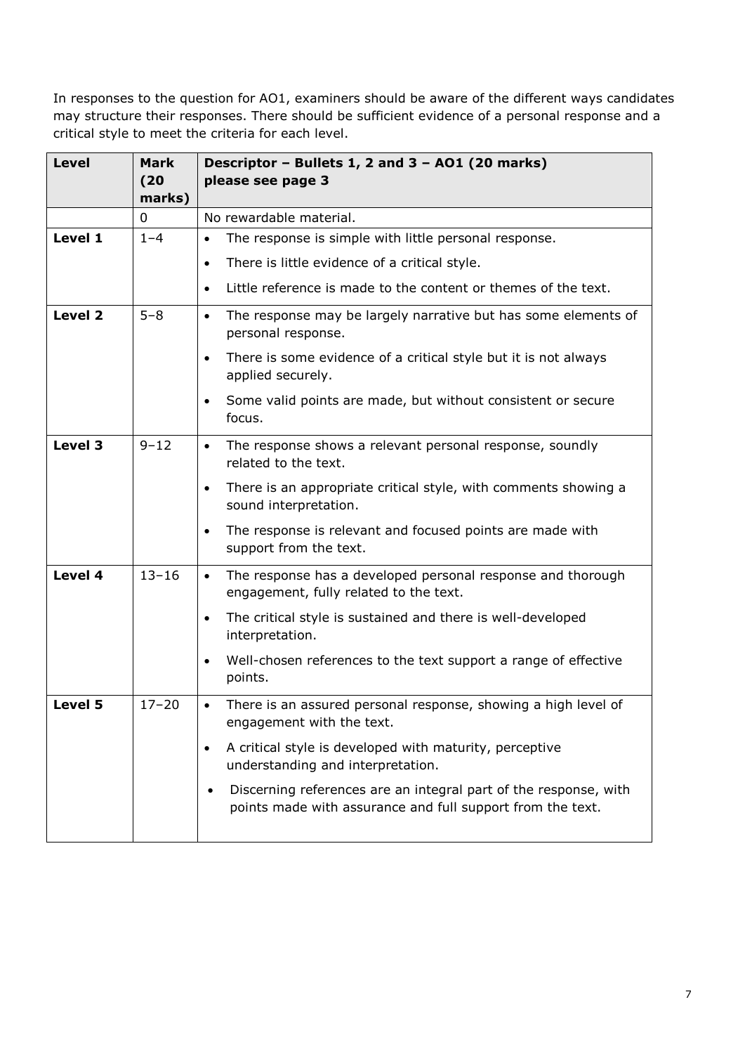In responses to the question for AO1, examiners should be aware of the different ways candidates may structure their responses. There should be sufficient evidence of a personal response and a critical style to meet the criteria for each level.

| **Level** | **Mark (20 marks)** | **Descriptor – Bullets 1, 2 and 3 – AO1 (20 marks) please see page 3** |
|---|---|---|
| | 0 | No rewardable material. |
| **Level 1** | 1–4 | • The response is simple with little personal response.<br>• There is little evidence of a critical style.<br>• Little reference is made to the content or themes of the text. |
| **Level 2** | 5–8 | • The response may be largely narrative but has some elements of personal response.<br>• There is some evidence of a critical style but it is not always applied securely.<br>• Some valid points are made, but without consistent or secure focus. |
| **Level 3** | 9–12 | • The response shows a relevant personal response, soundly related to the text.<br>• There is an appropriate critical style, with comments showing a sound interpretation.<br>• The response is relevant and focused points are made with support from the text. |
| **Level 4** | 13–16 | • The response has a developed personal response and thorough engagement, fully related to the text.<br>• The critical style is sustained and there is well-developed interpretation.<br>• Well-chosen references to the text support a range of effective points. |
| **Level 5** | 17–20 | • There is an assured personal response, showing a high level of engagement with the text.<br>• A critical style is developed with maturity, perceptive understanding and interpretation.<br>• Discerning references are an integral part of the response, with points made with assurance and full support from the text. |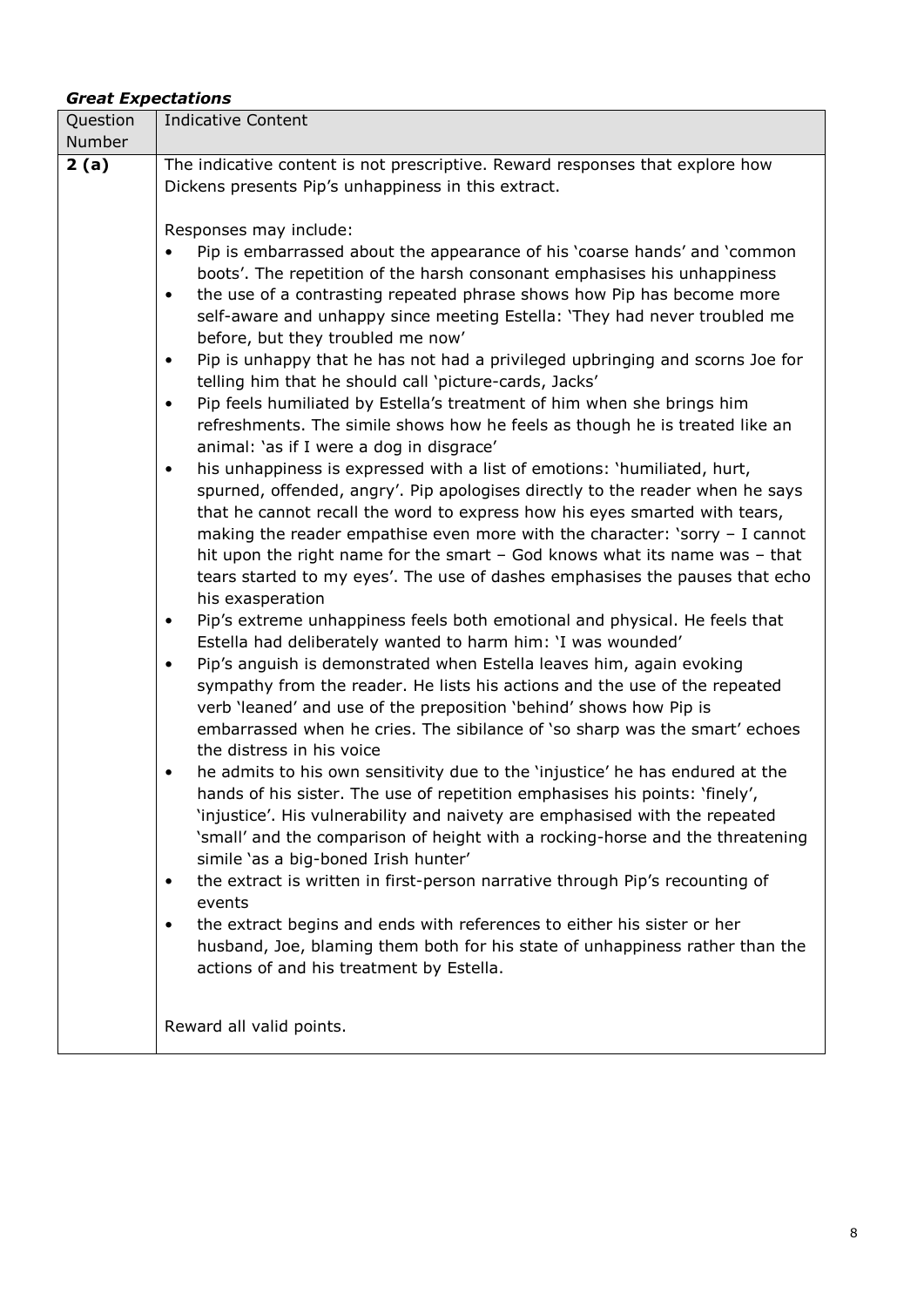***Great Expectations***

| Question Number | Indicative Content |
|---|---|
| **2 (a)** | The indicative content is not prescriptive. Reward responses that explore how Dickens presents Pip's unhappiness in this extract.<br><br>Responses may include:<br>• Pip is embarrassed about the appearance of his 'coarse hands' and 'common boots'. The repetition of the harsh consonant emphasises his unhappiness<br>• the use of a contrasting repeated phrase shows how Pip has become more self-aware and unhappy since meeting Estella: 'They had never troubled me before, but they troubled me now'<br>• Pip is unhappy that he has not had a privileged upbringing and scorns Joe for telling him that he should call 'picture-cards, Jacks'<br>• Pip feels humiliated by Estella's treatment of him when she brings him refreshments. The simile shows how he feels as though he is treated like an animal: 'as if I were a dog in disgrace'<br>• his unhappiness is expressed with a list of emotions: 'humiliated, hurt, spurned, offended, angry'. Pip apologises directly to the reader when he says that he cannot recall the word to express how his eyes smarted with tears, making the reader empathise even more with the character: 'sorry – I cannot hit upon the right name for the smart – God knows what its name was – that tears started to my eyes'. The use of dashes emphasises the pauses that echo his exasperation<br>• Pip's extreme unhappiness feels both emotional and physical. He feels that Estella had deliberately wanted to harm him: 'I was wounded'<br>• Pip's anguish is demonstrated when Estella leaves him, again evoking sympathy from the reader. He lists his actions and the use of the repeated verb 'leaned' and use of the preposition 'behind' shows how Pip is embarrassed when he cries. The sibilance of 'so sharp was the smart' echoes the distress in his voice<br>• he admits to his own sensitivity due to the 'injustice' he has endured at the hands of his sister. The use of repetition emphasises his points: 'finely', 'injustice'. His vulnerability and naivety are emphasised with the repeated 'small' and the comparison of height with a rocking-horse and the threatening simile 'as a big-boned Irish hunter'<br>• the extract is written in first-person narrative through Pip's recounting of events<br>• the extract begins and ends with references to either his sister or her husband, Joe, blaming them both for his state of unhappiness rather than the actions of and his treatment by Estella.<br><br>Reward all valid points. |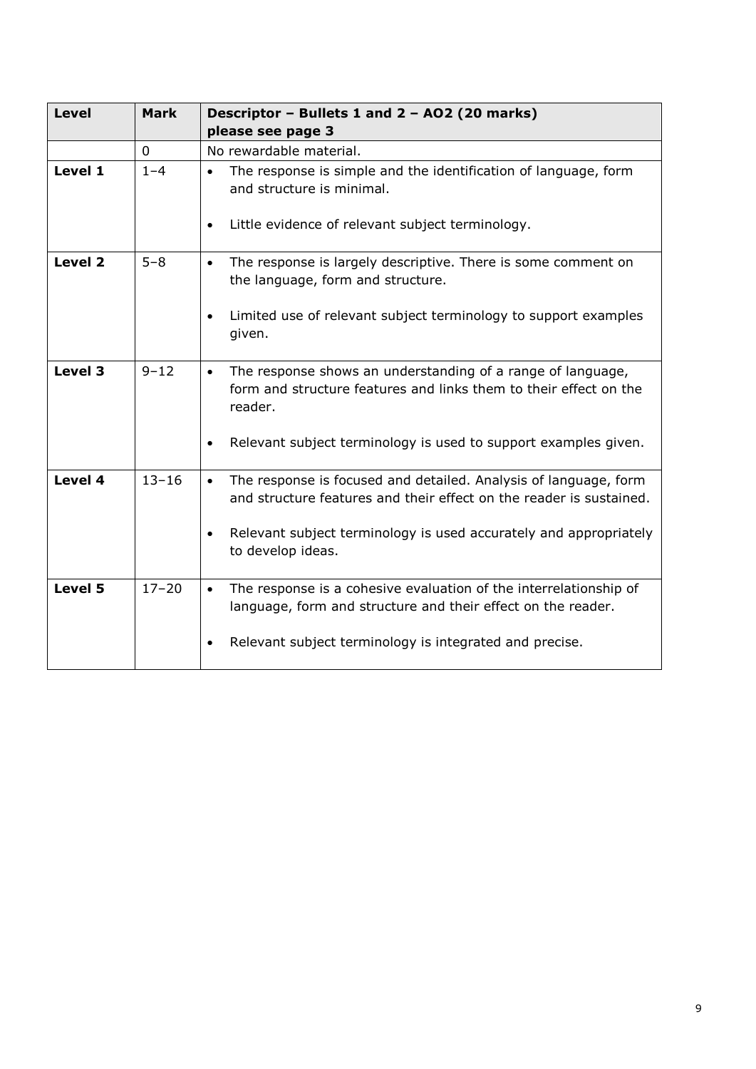| Level | Mark | Descriptor – Bullets 1 and 2 – AO2 (20 marks) please see page 3 |
|---|---|---|
| | 0 | No rewardable material. |
| **Level 1** | 1–4 | • The response is simple and the identification of language, form and structure is minimal.<br><br>• Little evidence of relevant subject terminology. |
| **Level 2** | 5–8 | • The response is largely descriptive. There is some comment on the language, form and structure.<br><br>• Limited use of relevant subject terminology to support examples given. |
| **Level 3** | 9–12 | • The response shows an understanding of a range of language, form and structure features and links them to their effect on the reader.<br><br>• Relevant subject terminology is used to support examples given. |
| **Level 4** | 13–16 | • The response is focused and detailed. Analysis of language, form and structure features and their effect on the reader is sustained.<br><br>• Relevant subject terminology is used accurately and appropriately to develop ideas. |
| **Level 5** | 17–20 | • The response is a cohesive evaluation of the interrelationship of language, form and structure and their effect on the reader.<br><br>• Relevant subject terminology is integrated and precise. |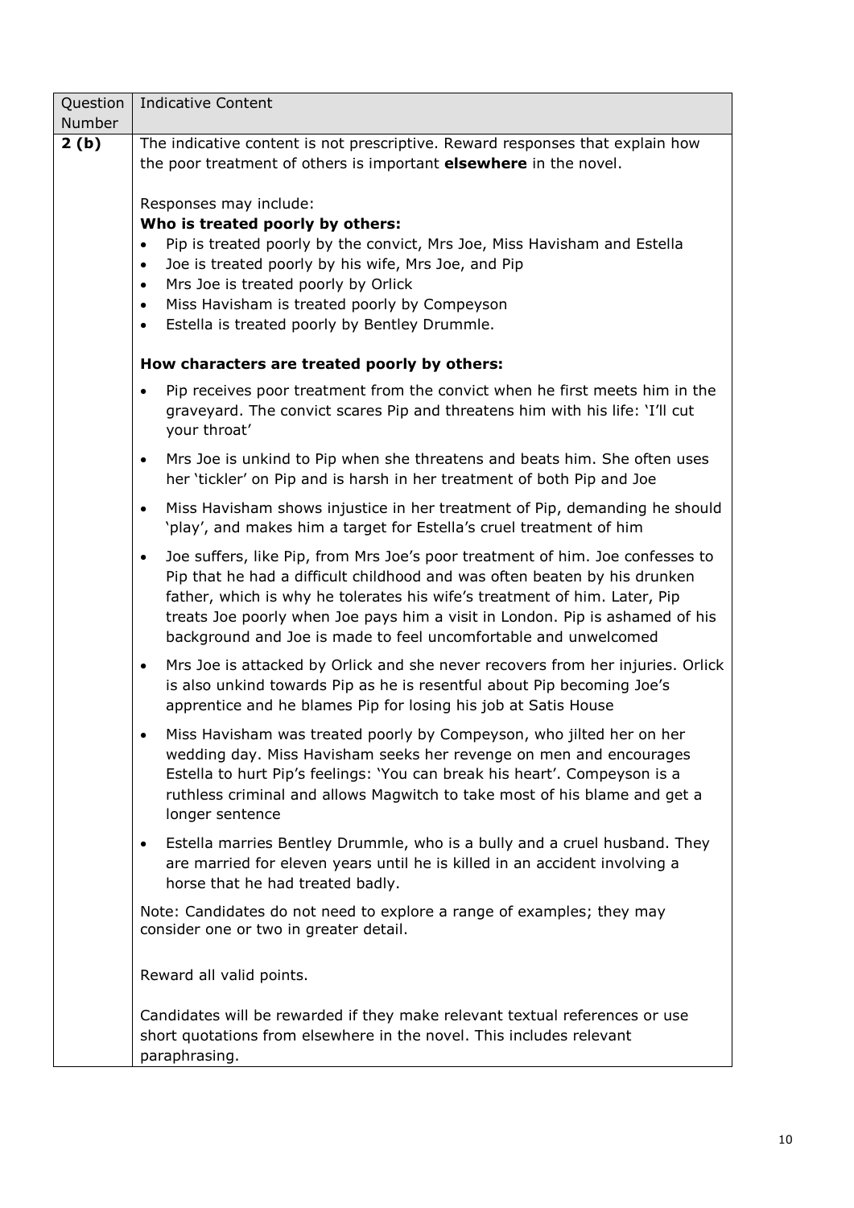| Question Number | Indicative Content |
|---|---|
| **2 (b)** | The indicative content is not prescriptive. Reward responses that explain how the poor treatment of others is important **elsewhere** in the novel.<br><br>Responses may include:<br>**Who is treated poorly by others:**<br>• Pip is treated poorly by the convict, Mrs Joe, Miss Havisham and Estella<br>• Joe is treated poorly by his wife, Mrs Joe, and Pip<br>• Mrs Joe is treated poorly by Orlick<br>• Miss Havisham is treated poorly by Compeyson<br>• Estella is treated poorly by Bentley Drummle.<br><br>**How characters are treated poorly by others:**<br>• Pip receives poor treatment from the convict when he first meets him in the graveyard. The convict scares Pip and threatens him with his life: 'I'll cut your throat'<br>• Mrs Joe is unkind to Pip when she threatens and beats him. She often uses her 'tickler' on Pip and is harsh in her treatment of both Pip and Joe<br>• Miss Havisham shows injustice in her treatment of Pip, demanding he should 'play', and makes him a target for Estella's cruel treatment of him<br>• Joe suffers, like Pip, from Mrs Joe's poor treatment of him. Joe confesses to Pip that he had a difficult childhood and was often beaten by his drunken father, which is why he tolerates his wife's treatment of him. Later, Pip treats Joe poorly when Joe pays him a visit in London. Pip is ashamed of his background and Joe is made to feel uncomfortable and unwelcomed<br>• Mrs Joe is attacked by Orlick and she never recovers from her injuries. Orlick is also unkind towards Pip as he is resentful about Pip becoming Joe's apprentice and he blames Pip for losing his job at Satis House<br>• Miss Havisham was treated poorly by Compeyson, who jilted her on her wedding day. Miss Havisham seeks her revenge on men and encourages Estella to hurt Pip's feelings: 'You can break his heart'. Compeyson is a ruthless criminal and allows Magwitch to take most of his blame and get a longer sentence<br>• Estella marries Bentley Drummle, who is a bully and a cruel husband. They are married for eleven years until he is killed in an accident involving a horse that he had treated badly.<br><br>Note: Candidates do not need to explore a range of examples; they may consider one or two in greater detail.<br><br>Reward all valid points.<br><br>Candidates will be rewarded if they make relevant textual references or use short quotations from elsewhere in the novel. This includes relevant paraphrasing. |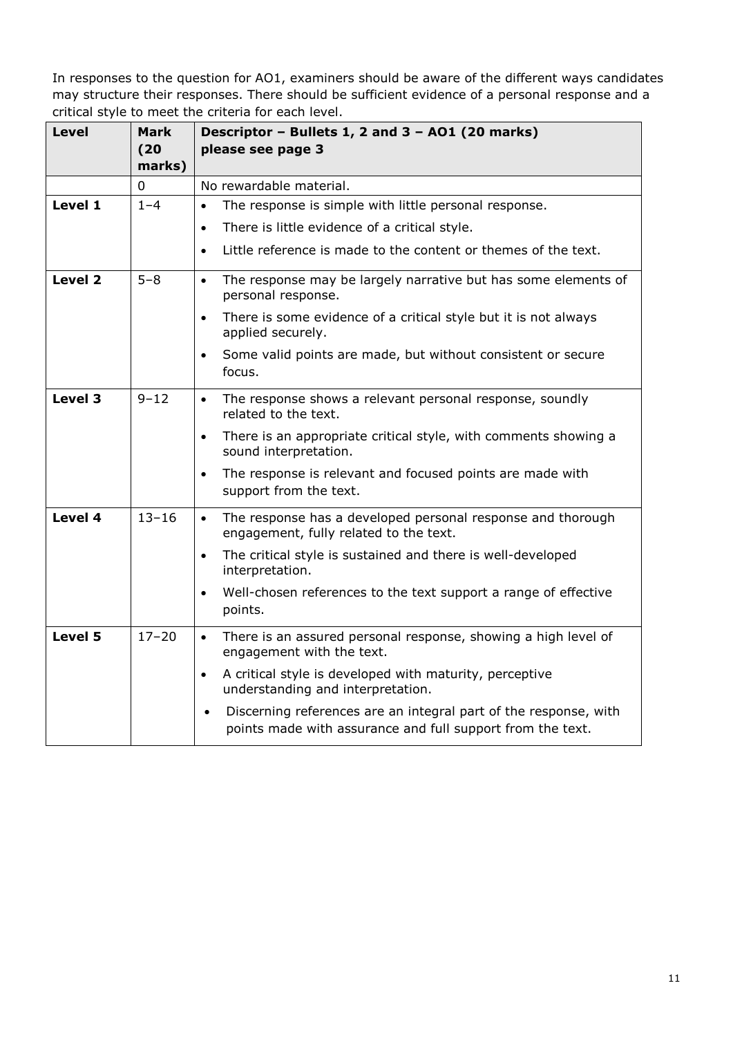In responses to the question for AO1, examiners should be aware of the different ways candidates may structure their responses. There should be sufficient evidence of a personal response and a critical style to meet the criteria for each level.

| Level | Mark (20 marks) | Descriptor – Bullets 1, 2 and 3 – AO1 (20 marks) please see page 3 |
|---|---|---|
| | 0 | No rewardable material. |
| **Level 1** | 1–4 | • The response is simple with little personal response.<br>• There is little evidence of a critical style.<br>• Little reference is made to the content or themes of the text. |
| **Level 2** | 5–8 | • The response may be largely narrative but has some elements of personal response.<br>• There is some evidence of a critical style but it is not always applied securely.<br>• Some valid points are made, but without consistent or secure focus. |
| **Level 3** | 9–12 | • The response shows a relevant personal response, soundly related to the text.<br>• There is an appropriate critical style, with comments showing a sound interpretation.<br>• The response is relevant and focused points are made with support from the text. |
| **Level 4** | 13–16 | • The response has a developed personal response and thorough engagement, fully related to the text.<br>• The critical style is sustained and there is well-developed interpretation.<br>• Well-chosen references to the text support a range of effective points. |
| **Level 5** | 17–20 | • There is an assured personal response, showing a high level of engagement with the text.<br>• A critical style is developed with maturity, perceptive understanding and interpretation.<br>• Discerning references are an integral part of the response, with points made with assurance and full support from the text. |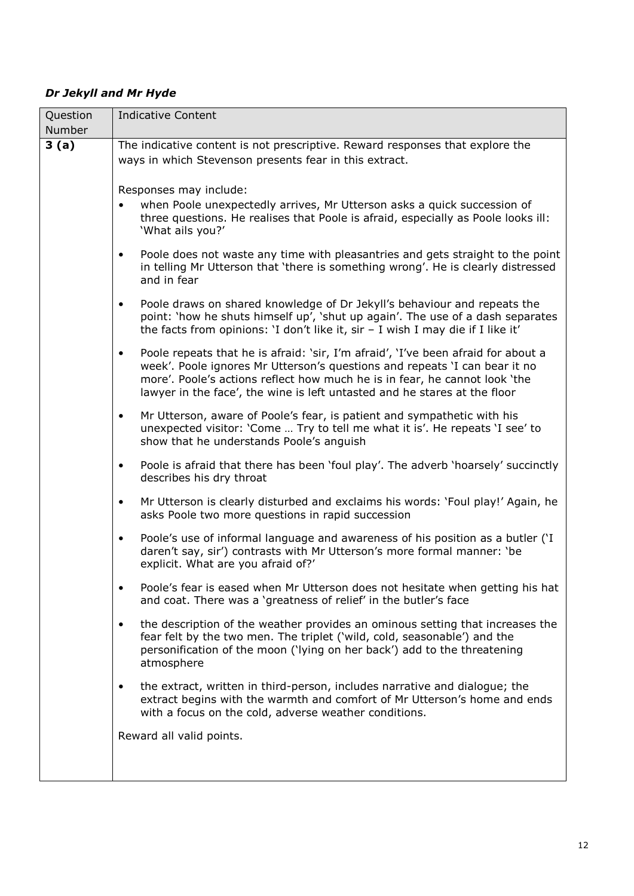## *Dr Jekyll and Mr Hyde*

| Question Number | Indicative Content |
|---|---|
| **3 (a)** | The indicative content is not prescriptive. Reward responses that explore the ways in which Stevenson presents fear in this extract.<br><br>Responses may include:<br>• when Poole unexpectedly arrives, Mr Utterson asks a quick succession of three questions. He realises that Poole is afraid, especially as Poole looks ill: 'What ails you?'<br>• Poole does not waste any time with pleasantries and gets straight to the point in telling Mr Utterson that 'there is something wrong'. He is clearly distressed and in fear<br>• Poole draws on shared knowledge of Dr Jekyll's behaviour and repeats the point: 'how he shuts himself up', 'shut up again'. The use of a dash separates the facts from opinions: 'I don't like it, sir – I wish I may die if I like it'<br>• Poole repeats that he is afraid: 'sir, I'm afraid', 'I've been afraid for about a week'. Poole ignores Mr Utterson's questions and repeats 'I can bear it no more'. Poole's actions reflect how much he is in fear, he cannot look 'the lawyer in the face', the wine is left untasted and he stares at the floor<br>• Mr Utterson, aware of Poole's fear, is patient and sympathetic with his unexpected visitor: 'Come … Try to tell me what it is'. He repeats 'I see' to show that he understands Poole's anguish<br>• Poole is afraid that there has been 'foul play'. The adverb 'hoarsely' succinctly describes his dry throat<br>• Mr Utterson is clearly disturbed and exclaims his words: 'Foul play!' Again, he asks Poole two more questions in rapid succession<br>• Poole's use of informal language and awareness of his position as a butler ('I daren't say, sir') contrasts with Mr Utterson's more formal manner: 'be explicit. What are you afraid of?'<br>• Poole's fear is eased when Mr Utterson does not hesitate when getting his hat and coat. There was a 'greatness of relief' in the butler's face<br>• the description of the weather provides an ominous setting that increases the fear felt by the two men. The triplet ('wild, cold, seasonable') and the personification of the moon ('lying on her back') add to the threatening atmosphere<br>• the extract, written in third-person, includes narrative and dialogue; the extract begins with the warmth and comfort of Mr Utterson's home and ends with a focus on the cold, adverse weather conditions.<br><br>Reward all valid points. |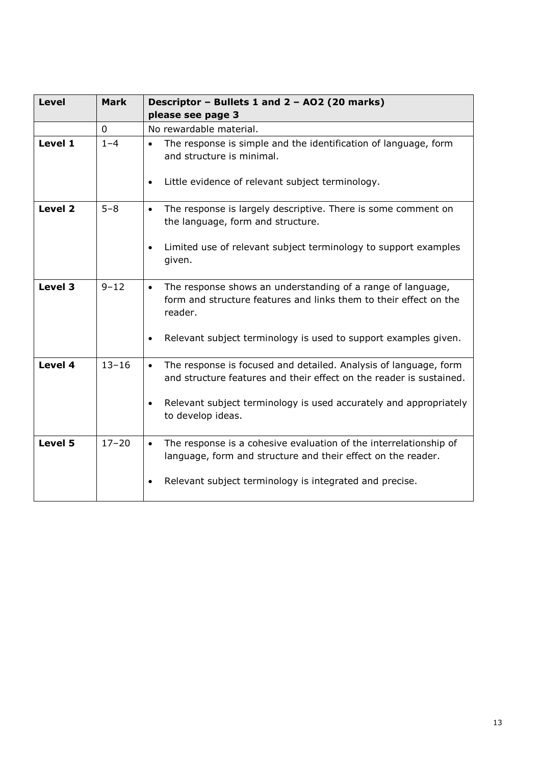| Level | Mark | Descriptor – Bullets 1 and 2 – AO2 (20 marks) please see page 3 |
|---|---|---|
| | 0 | No rewardable material. |
| **Level 1** | 1–4 | • The response is simple and the identification of language, form and structure is minimal.<br><br>• Little evidence of relevant subject terminology. |
| **Level 2** | 5–8 | • The response is largely descriptive. There is some comment on the language, form and structure.<br><br>• Limited use of relevant subject terminology to support examples given. |
| **Level 3** | 9–12 | • The response shows an understanding of a range of language, form and structure features and links them to their effect on the reader.<br><br>• Relevant subject terminology is used to support examples given. |
| **Level 4** | 13–16 | • The response is focused and detailed. Analysis of language, form and structure features and their effect on the reader is sustained.<br><br>• Relevant subject terminology is used accurately and appropriately to develop ideas. |
| **Level 5** | 17–20 | • The response is a cohesive evaluation of the interrelationship of language, form and structure and their effect on the reader.<br><br>• Relevant subject terminology is integrated and precise. |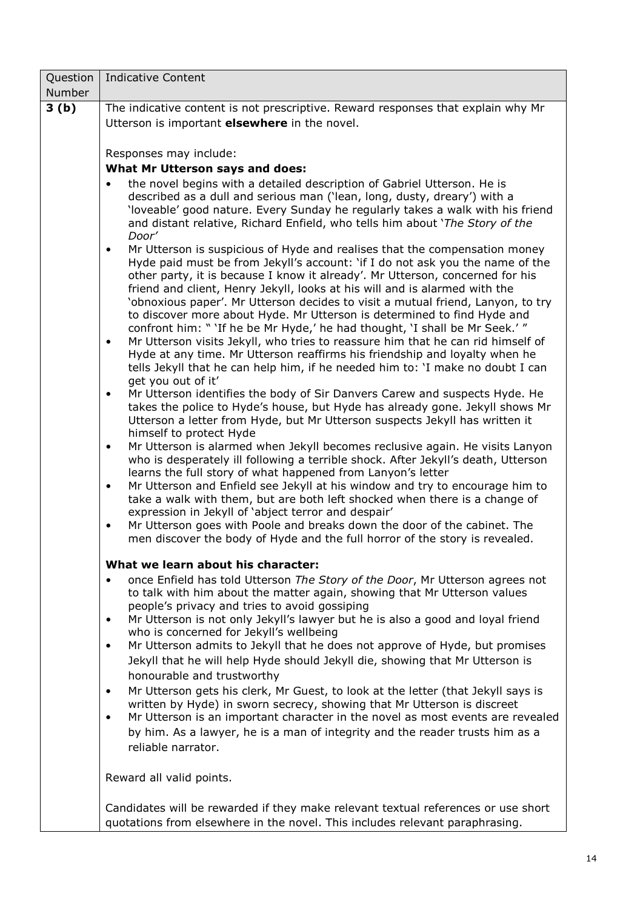| Question Number | Indicative Content |
|---|---|
| **3 (b)** | The indicative content is not prescriptive. Reward responses that explain why Mr Utterson is important **elsewhere** in the novel.<br><br>Responses may include:<br>**What Mr Utterson says and does:**<br>• the novel begins with a detailed description of Gabriel Utterson. He is described as a dull and serious man ('lean, long, dusty, dreary') with a 'loveable' good nature. Every Sunday he regularly takes a walk with his friend and distant relative, Richard Enfield, who tells him about '*The Story of the Door*'<br>• Mr Utterson is suspicious of Hyde and realises that the compensation money Hyde paid must be from Jekyll's account: 'if I do not ask you the name of the other party, it is because I know it already'. Mr Utterson, concerned for his friend and client, Henry Jekyll, looks at his will and is alarmed with the 'obnoxious paper'. Mr Utterson decides to visit a mutual friend, Lanyon, to try to discover more about Hyde. Mr Utterson is determined to find Hyde and confront him: " 'If he be Mr Hyde,' he had thought, 'I shall be Mr Seek.' "<br>• Mr Utterson visits Jekyll, who tries to reassure him that he can rid himself of Hyde at any time. Mr Utterson reaffirms his friendship and loyalty when he tells Jekyll that he can help him, if he needed him to: 'I make no doubt I can get you out of it'<br>• Mr Utterson identifies the body of Sir Danvers Carew and suspects Hyde. He takes the police to Hyde's house, but Hyde has already gone. Jekyll shows Mr Utterson a letter from Hyde, but Mr Utterson suspects Jekyll has written it himself to protect Hyde<br>• Mr Utterson is alarmed when Jekyll becomes reclusive again. He visits Lanyon who is desperately ill following a terrible shock. After Jekyll's death, Utterson learns the full story of what happened from Lanyon's letter<br>• Mr Utterson and Enfield see Jekyll at his window and try to encourage him to take a walk with them, but are both left shocked when there is a change of expression in Jekyll of 'abject terror and despair'<br>• Mr Utterson goes with Poole and breaks down the door of the cabinet. The men discover the body of Hyde and the full horror of the story is revealed.<br><br>**What we learn about his character:**<br>• once Enfield has told Utterson *The Story of the Door*, Mr Utterson agrees not to talk with him about the matter again, showing that Mr Utterson values people's privacy and tries to avoid gossiping<br>• Mr Utterson is not only Jekyll's lawyer but he is also a good and loyal friend who is concerned for Jekyll's wellbeing<br>• Mr Utterson admits to Jekyll that he does not approve of Hyde, but promises Jekyll that he will help Hyde should Jekyll die, showing that Mr Utterson is honourable and trustworthy<br>• Mr Utterson gets his clerk, Mr Guest, to look at the letter (that Jekyll says is written by Hyde) in sworn secrecy, showing that Mr Utterson is discreet<br>• Mr Utterson is an important character in the novel as most events are revealed by him. As a lawyer, he is a man of integrity and the reader trusts him as a reliable narrator.<br><br>Reward all valid points.<br><br>Candidates will be rewarded if they make relevant textual references or use short quotations from elsewhere in the novel. This includes relevant paraphrasing. |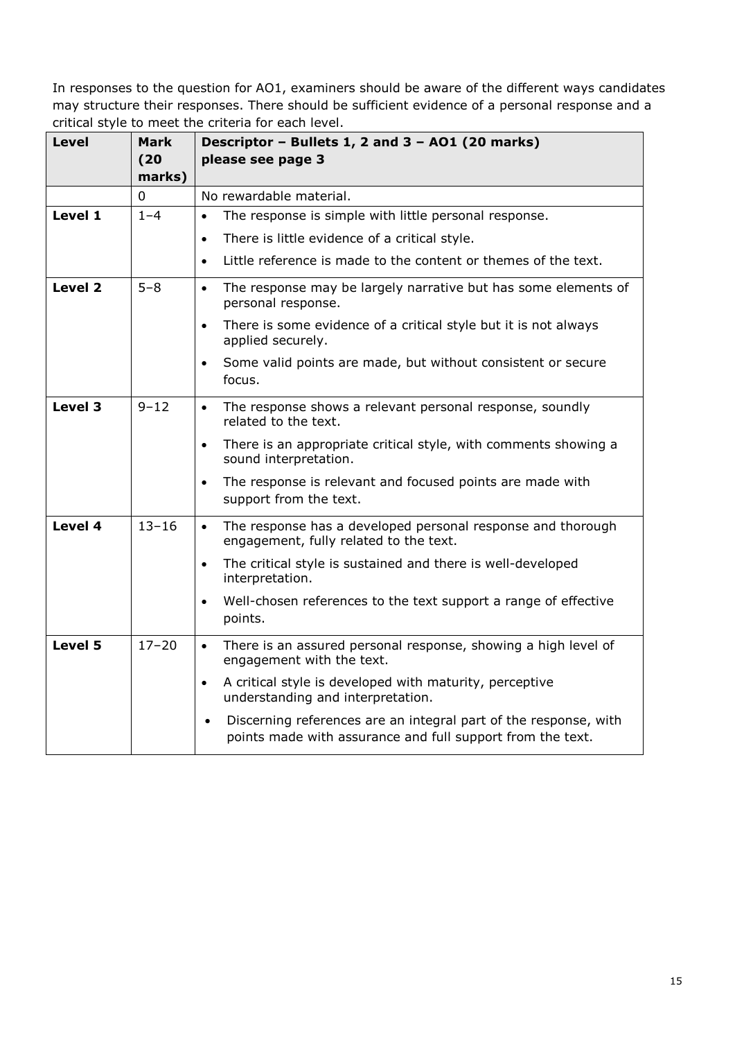In responses to the question for AO1, examiners should be aware of the different ways candidates may structure their responses. There should be sufficient evidence of a personal response and a critical style to meet the criteria for each level.

| Level | Mark (20 marks) | Descriptor – Bullets 1, 2 and 3 – AO1 (20 marks) please see page 3 |
|---|---|---|
| | 0 | No rewardable material. |
| **Level 1** | 1–4 | • The response is simple with little personal response.<br>• There is little evidence of a critical style.<br>• Little reference is made to the content or themes of the text. |
| **Level 2** | 5–8 | • The response may be largely narrative but has some elements of personal response.<br>• There is some evidence of a critical style but it is not always applied securely.<br>• Some valid points are made, but without consistent or secure focus. |
| **Level 3** | 9–12 | • The response shows a relevant personal response, soundly related to the text.<br>• There is an appropriate critical style, with comments showing a sound interpretation.<br>• The response is relevant and focused points are made with support from the text. |
| **Level 4** | 13–16 | • The response has a developed personal response and thorough engagement, fully related to the text.<br>• The critical style is sustained and there is well-developed interpretation.<br>• Well-chosen references to the text support a range of effective points. |
| **Level 5** | 17–20 | • There is an assured personal response, showing a high level of engagement with the text.<br>• A critical style is developed with maturity, perceptive understanding and interpretation.<br>• Discerning references are an integral part of the response, with points made with assurance and full support from the text. |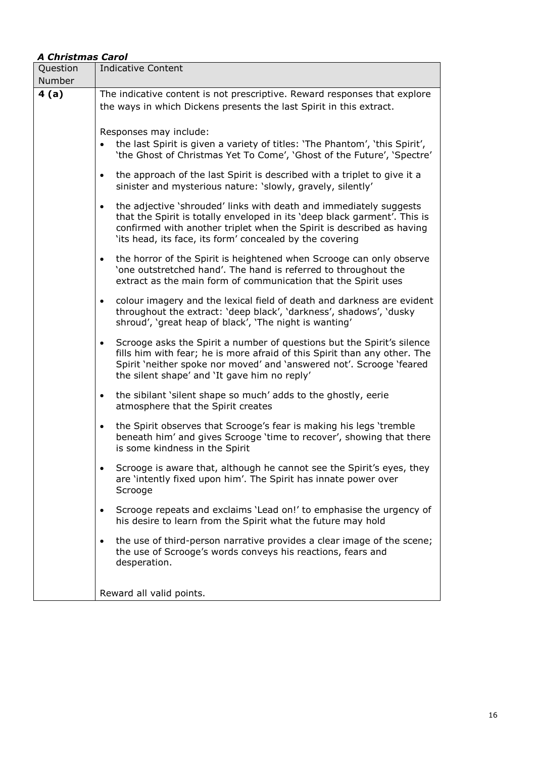***A Christmas Carol***

| Question Number | Indicative Content |
|---|---|
| **4 (a)** | The indicative content is not prescriptive. Reward responses that explore the ways in which Dickens presents the last Spirit in this extract.<br><br>Responses may include:<br>• the last Spirit is given a variety of titles: 'The Phantom', 'this Spirit', 'the Ghost of Christmas Yet To Come', 'Ghost of the Future', 'Spectre'<br>• the approach of the last Spirit is described with a triplet to give it a sinister and mysterious nature: 'slowly, gravely, silently'<br>• the adjective 'shrouded' links with death and immediately suggests that the Spirit is totally enveloped in its 'deep black garment'. This is confirmed with another triplet when the Spirit is described as having 'its head, its face, its form' concealed by the covering<br>• the horror of the Spirit is heightened when Scrooge can only observe 'one outstretched hand'. The hand is referred to throughout the extract as the main form of communication that the Spirit uses<br>• colour imagery and the lexical field of death and darkness are evident throughout the extract: 'deep black', 'darkness', shadows', 'dusky shroud', 'great heap of black', 'The night is wanting'<br>• Scrooge asks the Spirit a number of questions but the Spirit's silence fills him with fear; he is more afraid of this Spirit than any other. The Spirit 'neither spoke nor moved' and 'answered not'. Scrooge 'feared the silent shape' and 'It gave him no reply'<br>• the sibilant 'silent shape so much' adds to the ghostly, eerie atmosphere that the Spirit creates<br>• the Spirit observes that Scrooge's fear is making his legs 'tremble beneath him' and gives Scrooge 'time to recover', showing that there is some kindness in the Spirit<br>• Scrooge is aware that, although he cannot see the Spirit's eyes, they are 'intently fixed upon him'. The Spirit has innate power over Scrooge<br>• Scrooge repeats and exclaims 'Lead on!' to emphasise the urgency of his desire to learn from the Spirit what the future may hold<br>• the use of third-person narrative provides a clear image of the scene; the use of Scrooge's words conveys his reactions, fears and desperation.<br><br>Reward all valid points. |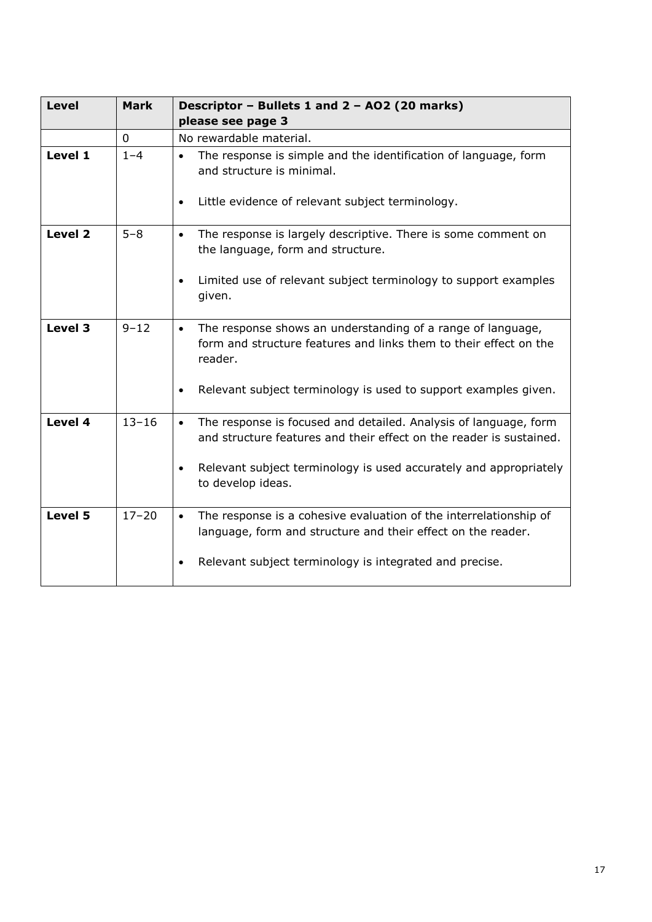| Level | Mark | Descriptor – Bullets 1 and 2 – AO2 (20 marks) please see page 3 |
|---|---|---|
| | 0 | No rewardable material. |
| **Level 1** | 1–4 | • The response is simple and the identification of language, form and structure is minimal. <br> • Little evidence of relevant subject terminology. |
| **Level 2** | 5–8 | • The response is largely descriptive. There is some comment on the language, form and structure. <br> • Limited use of relevant subject terminology to support examples given. |
| **Level 3** | 9–12 | • The response shows an understanding of a range of language, form and structure features and links them to their effect on the reader. <br> • Relevant subject terminology is used to support examples given. |
| **Level 4** | 13–16 | • The response is focused and detailed. Analysis of language, form and structure features and their effect on the reader is sustained. <br> • Relevant subject terminology is used accurately and appropriately to develop ideas. |
| **Level 5** | 17–20 | • The response is a cohesive evaluation of the interrelationship of language, form and structure and their effect on the reader. <br> • Relevant subject terminology is integrated and precise. |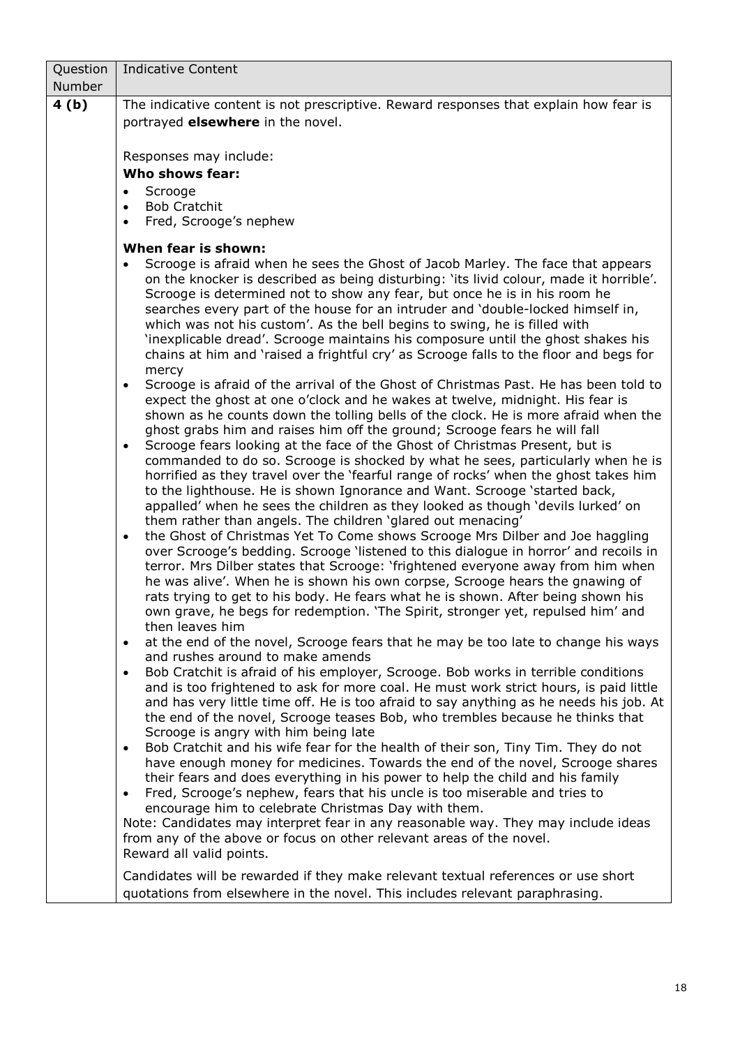| Question Number | Indicative Content |
| --- | --- |
| **4 (b)** | The indicative content is not prescriptive. Reward responses that explain how fear is portrayed **elsewhere** in the novel.<br><br>Responses may include:<br>**Who shows fear:**<br>• Scrooge<br>• Bob Cratchit<br>• Fred, Scrooge's nephew<br><br>**When fear is shown:**<br>• Scrooge is afraid when he sees the Ghost of Jacob Marley. The face that appears on the knocker is described as being disturbing: 'its livid colour, made it horrible'. Scrooge is determined not to show any fear, but once he is in his room he searches every part of the house for an intruder and 'double-locked himself in, which was not his custom'. As the bell begins to swing, he is filled with 'inexplicable dread'. Scrooge maintains his composure until the ghost shakes his chains at him and 'raised a frightful cry' as Scrooge falls to the floor and begs for mercy<br>• Scrooge is afraid of the arrival of the Ghost of Christmas Past. He has been told to expect the ghost at one o'clock and he wakes at twelve, midnight. His fear is shown as he counts down the tolling bells of the clock. He is more afraid when the ghost grabs him and raises him off the ground; Scrooge fears he will fall<br>• Scrooge fears looking at the face of the Ghost of Christmas Present, but is commanded to do so. Scrooge is shocked by what he sees, particularly when he is horrified as they travel over the 'fearful range of rocks' when the ghost takes him to the lighthouse. He is shown Ignorance and Want. Scrooge 'started back, appalled' when he sees the children as they looked as though 'devils lurked' on them rather than angels. The children 'glared out menacing'<br>• the Ghost of Christmas Yet To Come shows Scrooge Mrs Dilber and Joe haggling over Scrooge's bedding. Scrooge 'listened to this dialogue in horror' and recoils in terror. Mrs Dilber states that Scrooge: 'frightened everyone away from him when he was alive'. When he is shown his own corpse, Scrooge hears the gnawing of rats trying to get to his body. He fears what he is shown. After being shown his own grave, he begs for redemption. 'The Spirit, stronger yet, repulsed him' and then leaves him<br>• at the end of the novel, Scrooge fears that he may be too late to change his ways and rushes around to make amends<br>• Bob Cratchit is afraid of his employer, Scrooge. Bob works in terrible conditions and is too frightened to ask for more coal. He must work strict hours, is paid little and has very little time off. He is too afraid to say anything as he needs his job. At the end of the novel, Scrooge teases Bob, who trembles because he thinks that Scrooge is angry with him being late<br>• Bob Cratchit and his wife fear for the health of their son, Tiny Tim. They do not have enough money for medicines. Towards the end of the novel, Scrooge shares their fears and does everything in his power to help the child and his family<br>• Fred, Scrooge's nephew, fears that his uncle is too miserable and tries to encourage him to celebrate Christmas Day with them.<br>Note: Candidates may interpret fear in any reasonable way. They may include ideas from any of the above or focus on other relevant areas of the novel.<br>Reward all valid points.<br><br>Candidates will be rewarded if they make relevant textual references or use short quotations from elsewhere in the novel. This includes relevant paraphrasing. |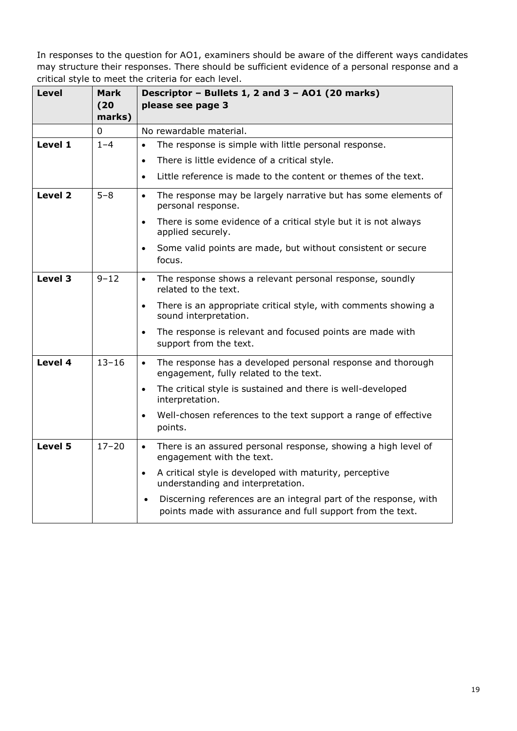In responses to the question for AO1, examiners should be aware of the different ways candidates may structure their responses. There should be sufficient evidence of a personal response and a critical style to meet the criteria for each level.

| Level | Mark (20 marks) | Descriptor – Bullets 1, 2 and 3 – AO1 (20 marks) please see page 3 |
|---|---|---|
| | 0 | No rewardable material. |
| **Level 1** | 1–4 | • The response is simple with little personal response.<br>• There is little evidence of a critical style.<br>• Little reference is made to the content or themes of the text. |
| **Level 2** | 5–8 | • The response may be largely narrative but has some elements of personal response.<br>• There is some evidence of a critical style but it is not always applied securely.<br>• Some valid points are made, but without consistent or secure focus. |
| **Level 3** | 9–12 | • The response shows a relevant personal response, soundly related to the text.<br>• There is an appropriate critical style, with comments showing a sound interpretation.<br>• The response is relevant and focused points are made with support from the text. |
| **Level 4** | 13–16 | • The response has a developed personal response and thorough engagement, fully related to the text.<br>• The critical style is sustained and there is well-developed interpretation.<br>• Well-chosen references to the text support a range of effective points. |
| **Level 5** | 17–20 | • There is an assured personal response, showing a high level of engagement with the text.<br>• A critical style is developed with maturity, perceptive understanding and interpretation.<br>• Discerning references are an integral part of the response, with points made with assurance and full support from the text. |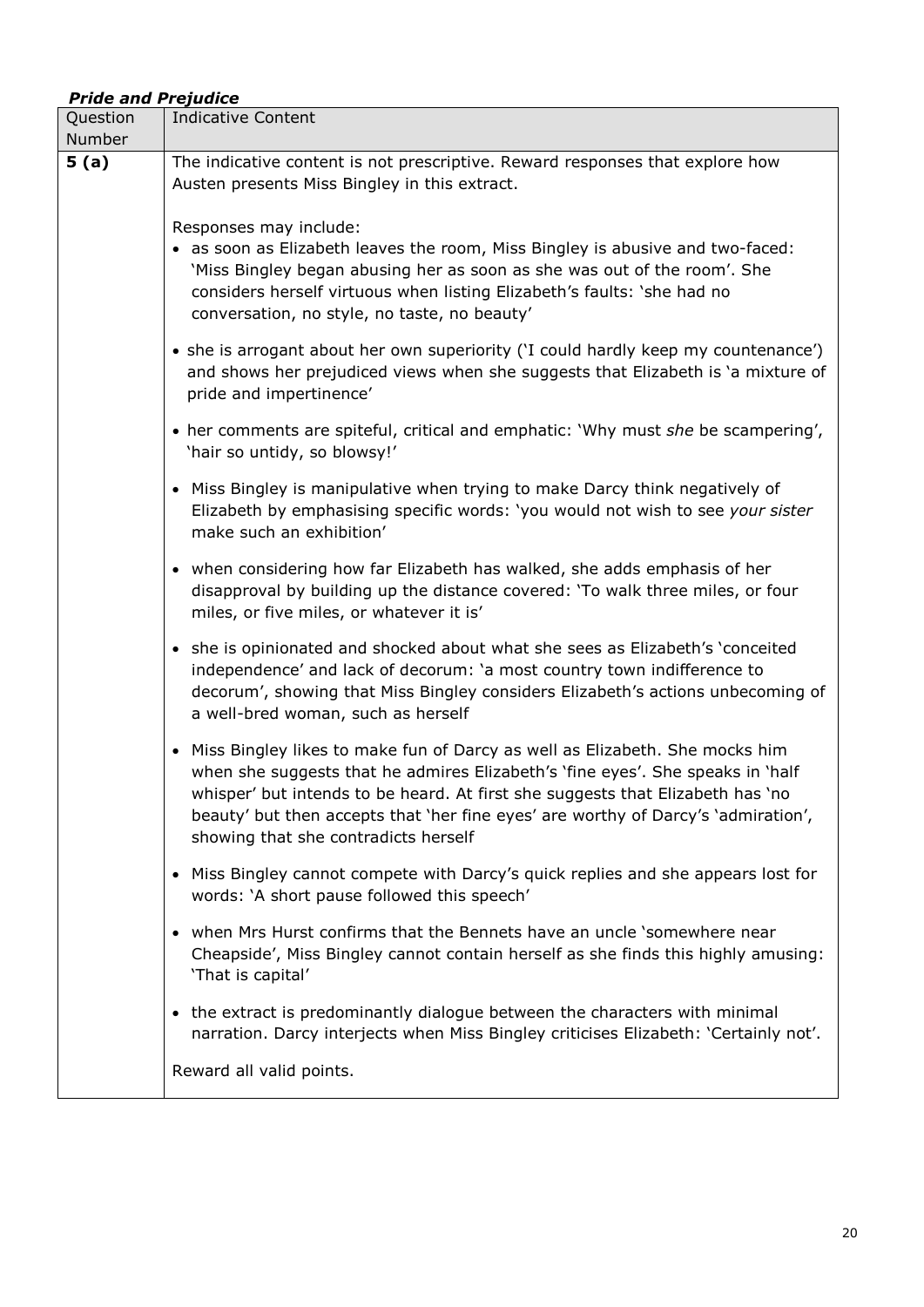***Pride and Prejudice***

| Question Number | Indicative Content |
|---|---|
| **5 (a)** | The indicative content is not prescriptive. Reward responses that explore how Austen presents Miss Bingley in this extract.<br><br>Responses may include:<br>• as soon as Elizabeth leaves the room, Miss Bingley is abusive and two-faced: 'Miss Bingley began abusing her as soon as she was out of the room'. She considers herself virtuous when listing Elizabeth's faults: 'she had no conversation, no style, no taste, no beauty'<br>• she is arrogant about her own superiority ('I could hardly keep my countenance') and shows her prejudiced views when she suggests that Elizabeth is 'a mixture of pride and impertinence'<br>• her comments are spiteful, critical and emphatic: 'Why must *she* be scampering', 'hair so untidy, so blowsy!'<br>• Miss Bingley is manipulative when trying to make Darcy think negatively of Elizabeth by emphasising specific words: 'you would not wish to see *your sister* make such an exhibition'<br>• when considering how far Elizabeth has walked, she adds emphasis of her disapproval by building up the distance covered: 'To walk three miles, or four miles, or five miles, or whatever it is'<br>• she is opinionated and shocked about what she sees as Elizabeth's 'conceited independence' and lack of decorum: 'a most country town indifference to decorum', showing that Miss Bingley considers Elizabeth's actions unbecoming of a well-bred woman, such as herself<br>• Miss Bingley likes to make fun of Darcy as well as Elizabeth. She mocks him when she suggests that he admires Elizabeth's 'fine eyes'. She speaks in 'half whisper' but intends to be heard. At first she suggests that Elizabeth has 'no beauty' but then accepts that 'her fine eyes' are worthy of Darcy's 'admiration', showing that she contradicts herself<br>• Miss Bingley cannot compete with Darcy's quick replies and she appears lost for words: 'A short pause followed this speech'<br>• when Mrs Hurst confirms that the Bennets have an uncle 'somewhere near Cheapside', Miss Bingley cannot contain herself as she finds this highly amusing: 'That is capital'<br>• the extract is predominantly dialogue between the characters with minimal narration. Darcy interjects when Miss Bingley criticises Elizabeth: 'Certainly not'.<br><br>Reward all valid points. |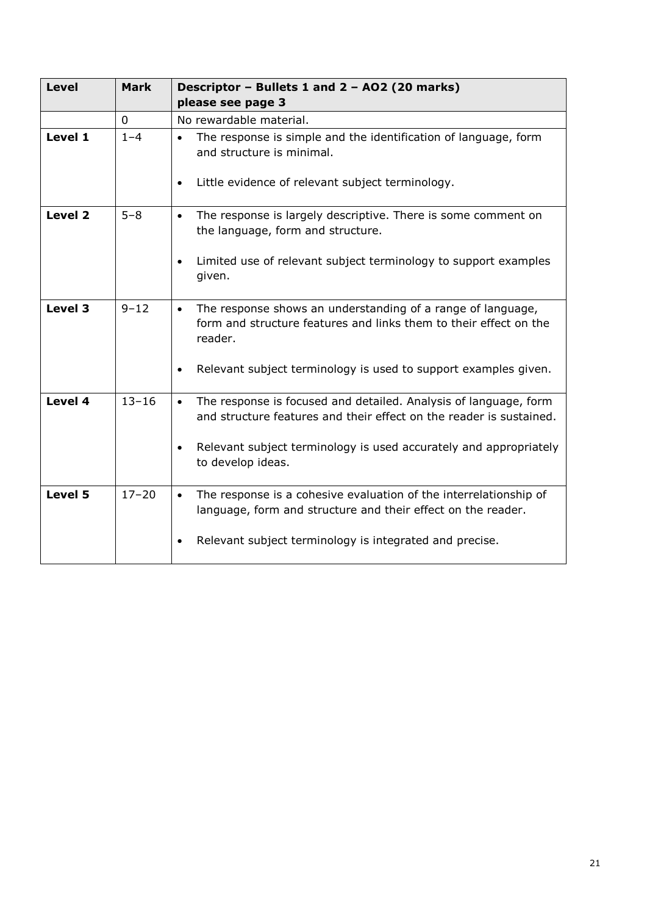| Level | Mark | Descriptor – Bullets 1 and 2 – AO2 (20 marks) please see page 3 |
|---|---|---|
| | 0 | No rewardable material. |
| **Level 1** | 1–4 | • The response is simple and the identification of language, form and structure is minimal.<br><br>• Little evidence of relevant subject terminology. |
| **Level 2** | 5–8 | • The response is largely descriptive. There is some comment on the language, form and structure.<br><br>• Limited use of relevant subject terminology to support examples given. |
| **Level 3** | 9–12 | • The response shows an understanding of a range of language, form and structure features and links them to their effect on the reader.<br><br>• Relevant subject terminology is used to support examples given. |
| **Level 4** | 13–16 | • The response is focused and detailed. Analysis of language, form and structure features and their effect on the reader is sustained.<br><br>• Relevant subject terminology is used accurately and appropriately to develop ideas. |
| **Level 5** | 17–20 | • The response is a cohesive evaluation of the interrelationship of language, form and structure and their effect on the reader.<br><br>• Relevant subject terminology is integrated and precise. |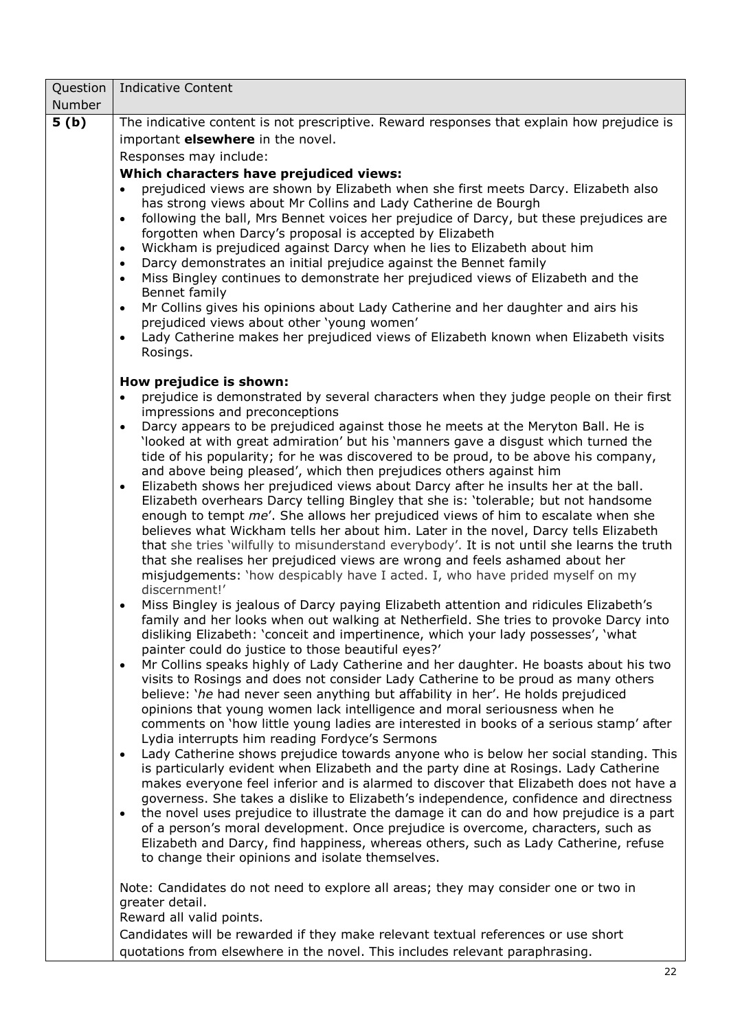| Question Number | Indicative Content |
|---|---|
| **5 (b)** | The indicative content is not prescriptive. Reward responses that explain how prejudice is important **elsewhere** in the novel.<br>Responses may include:<br>**Which characters have prejudiced views:**<br>• prejudiced views are shown by Elizabeth when she first meets Darcy. Elizabeth also has strong views about Mr Collins and Lady Catherine de Bourgh<br>• following the ball, Mrs Bennet voices her prejudice of Darcy, but these prejudices are forgotten when Darcy's proposal is accepted by Elizabeth<br>• Wickham is prejudiced against Darcy when he lies to Elizabeth about him<br>• Darcy demonstrates an initial prejudice against the Bennet family<br>• Miss Bingley continues to demonstrate her prejudiced views of Elizabeth and the Bennet family<br>• Mr Collins gives his opinions about Lady Catherine and her daughter and airs his prejudiced views about other 'young women'<br>• Lady Catherine makes her prejudiced views of Elizabeth known when Elizabeth visits Rosings.<br><br>**How prejudice is shown:**<br>• prejudice is demonstrated by several characters when they judge people on their first impressions and preconceptions<br>• Darcy appears to be prejudiced against those he meets at the Meryton Ball. He is 'looked at with great admiration' but his 'manners gave a disgust which turned the tide of his popularity; for he was discovered to be proud, to be above his company, and above being pleased', which then prejudices others against him<br>• Elizabeth shows her prejudiced views about Darcy after he insults her at the ball. Elizabeth overhears Darcy telling Bingley that she is: 'tolerable; but not handsome enough to tempt *me*'. She allows her prejudiced views of him to escalate when she believes what Wickham tells her about him. Later in the novel, Darcy tells Elizabeth that she tries 'wilfully to misunderstand everybody'. It is not until she learns the truth that she realises her prejudiced views are wrong and feels ashamed about her misjudgements: 'how despicably have I acted. I, who have prided myself on my discernment!'<br>• Miss Bingley is jealous of Darcy paying Elizabeth attention and ridicules Elizabeth's family and her looks when out walking at Netherfield. She tries to provoke Darcy into disliking Elizabeth: 'conceit and impertinence, which your lady possesses', 'what painter could do justice to those beautiful eyes?'<br>• Mr Collins speaks highly of Lady Catherine and her daughter. He boasts about his two visits to Rosings and does not consider Lady Catherine to be proud as many others believe: '*he* had never seen anything but affability in her'. He holds prejudiced opinions that young women lack intelligence and moral seriousness when he comments on 'how little young ladies are interested in books of a serious stamp' after Lydia interrupts him reading Fordyce's Sermons<br>• Lady Catherine shows prejudice towards anyone who is below her social standing. This is particularly evident when Elizabeth and the party dine at Rosings. Lady Catherine makes everyone feel inferior and is alarmed to discover that Elizabeth does not have a governess. She takes a dislike to Elizabeth's independence, confidence and directness<br>• the novel uses prejudice to illustrate the damage it can do and how prejudice is a part of a person's moral development. Once prejudice is overcome, characters, such as Elizabeth and Darcy, find happiness, whereas others, such as Lady Catherine, refuse to change their opinions and isolate themselves.<br><br>Note: Candidates do not need to explore all areas; they may consider one or two in greater detail.<br>Reward all valid points.<br>Candidates will be rewarded if they make relevant textual references or use short quotations from elsewhere in the novel. This includes relevant paraphrasing. |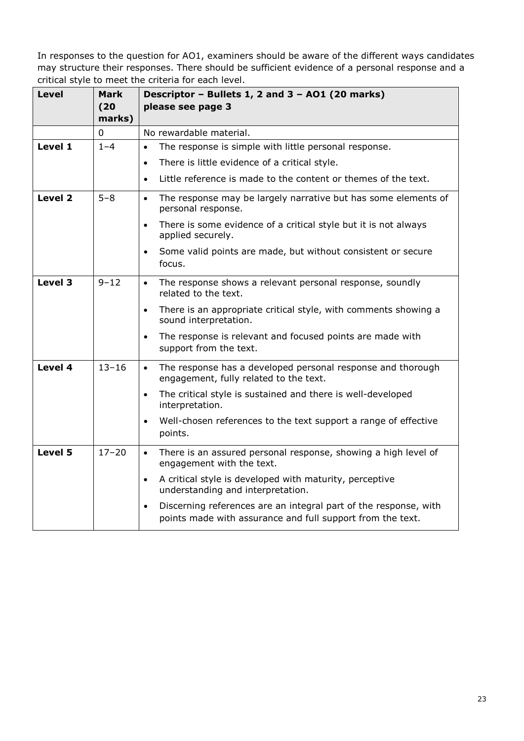In responses to the question for AO1, examiners should be aware of the different ways candidates may structure their responses. There should be sufficient evidence of a personal response and a critical style to meet the criteria for each level.

| Level | Mark (20 marks) | Descriptor – Bullets 1, 2 and 3 – AO1 (20 marks) please see page 3 |
|---|---|---|
| | 0 | No rewardable material. |
| **Level 1** | 1–4 | • The response is simple with little personal response.<br>• There is little evidence of a critical style.<br>• Little reference is made to the content or themes of the text. |
| **Level 2** | 5–8 | • The response may be largely narrative but has some elements of personal response.<br>• There is some evidence of a critical style but it is not always applied securely.<br>• Some valid points are made, but without consistent or secure focus. |
| **Level 3** | 9–12 | • The response shows a relevant personal response, soundly related to the text.<br>• There is an appropriate critical style, with comments showing a sound interpretation.<br>• The response is relevant and focused points are made with support from the text. |
| **Level 4** | 13–16 | • The response has a developed personal response and thorough engagement, fully related to the text.<br>• The critical style is sustained and there is well-developed interpretation.<br>• Well-chosen references to the text support a range of effective points. |
| **Level 5** | 17–20 | • There is an assured personal response, showing a high level of engagement with the text.<br>• A critical style is developed with maturity, perceptive understanding and interpretation.<br>• Discerning references are an integral part of the response, with points made with assurance and full support from the text. |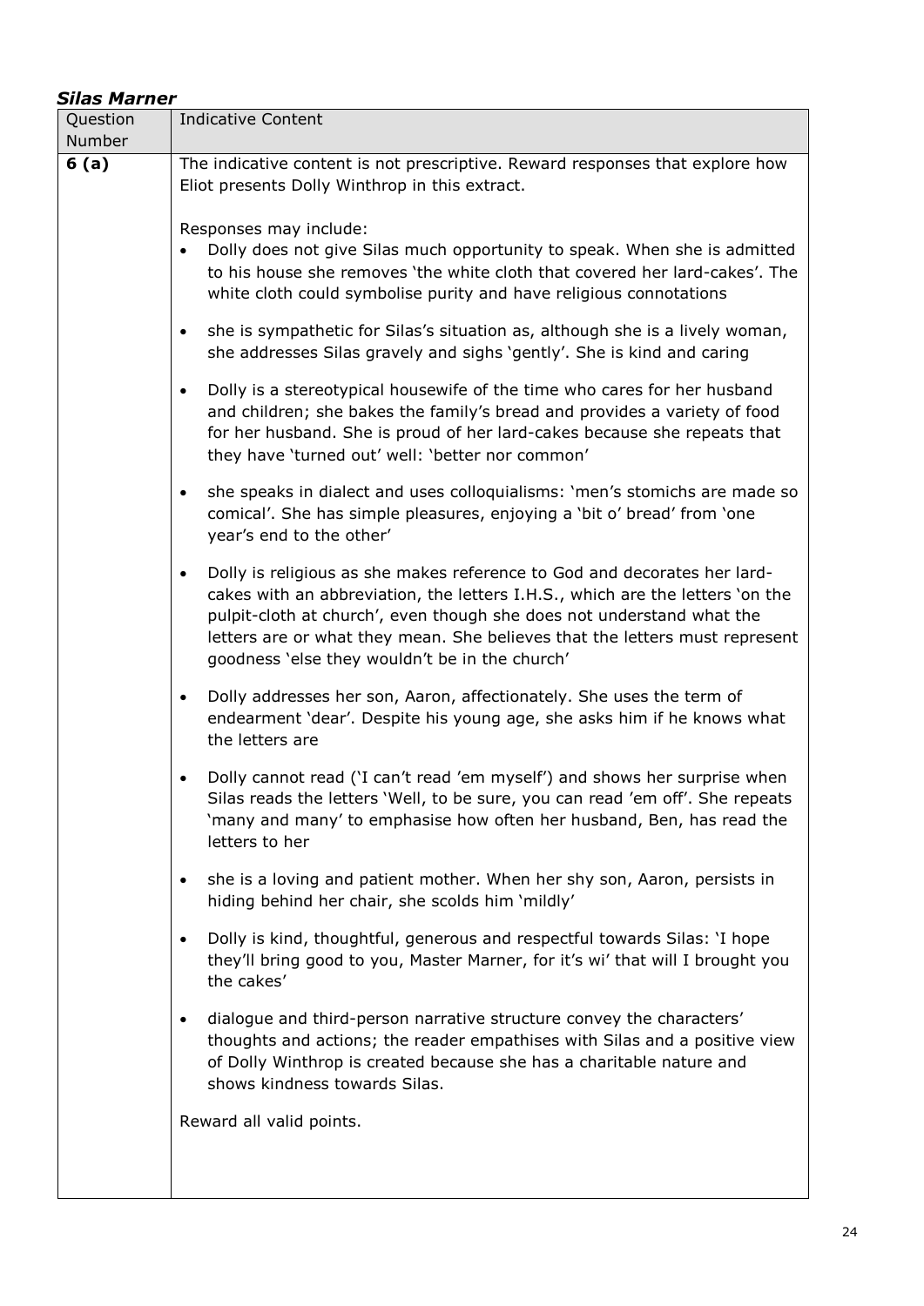## *Silas Marner*

| Question Number | Indicative Content |
| --- | --- |
| **6 (a)** | The indicative content is not prescriptive. Reward responses that explore how Eliot presents Dolly Winthrop in this extract.<br><br>Responses may include:<br>• Dolly does not give Silas much opportunity to speak. When she is admitted to his house she removes 'the white cloth that covered her lard-cakes'. The white cloth could symbolise purity and have religious connotations<br>• she is sympathetic for Silas's situation as, although she is a lively woman, she addresses Silas gravely and sighs 'gently'. She is kind and caring<br>• Dolly is a stereotypical housewife of the time who cares for her husband and children; she bakes the family's bread and provides a variety of food for her husband. She is proud of her lard-cakes because she repeats that they have 'turned out' well: 'better nor common'<br>• she speaks in dialect and uses colloquialisms: 'men's stomichs are made so comical'. She has simple pleasures, enjoying a 'bit o' bread' from 'one year's end to the other'<br>• Dolly is religious as she makes reference to God and decorates her lard-cakes with an abbreviation, the letters I.H.S., which are the letters 'on the pulpit-cloth at church', even though she does not understand what the letters are or what they mean. She believes that the letters must represent goodness 'else they wouldn't be in the church'<br>• Dolly addresses her son, Aaron, affectionately. She uses the term of endearment 'dear'. Despite his young age, she asks him if he knows what the letters are<br>• Dolly cannot read ('I can't read 'em myself') and shows her surprise when Silas reads the letters 'Well, to be sure, you can read 'em off'. She repeats 'many and many' to emphasise how often her husband, Ben, has read the letters to her<br>• she is a loving and patient mother. When her shy son, Aaron, persists in hiding behind her chair, she scolds him 'mildly'<br>• Dolly is kind, thoughtful, generous and respectful towards Silas: 'I hope they'll bring good to you, Master Marner, for it's wi' that will I brought you the cakes'<br>• dialogue and third-person narrative structure convey the characters' thoughts and actions; the reader empathises with Silas and a positive view of Dolly Winthrop is created because she has a charitable nature and shows kindness towards Silas.<br><br>Reward all valid points. |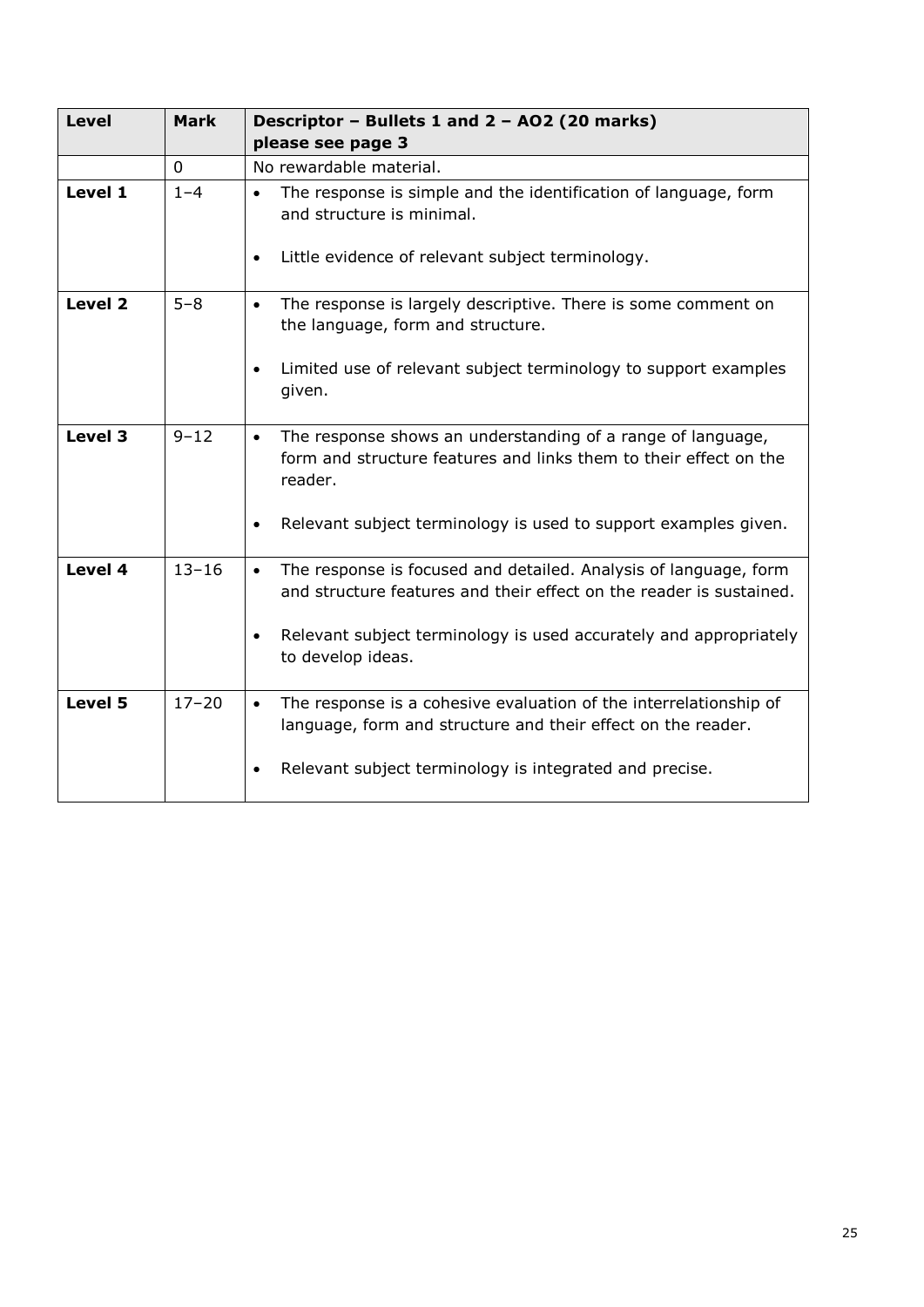| **Level** | **Mark** | **Descriptor – Bullets 1 and 2 – AO2 (20 marks) please see page 3** |
|---|---|---|
| | 0 | No rewardable material. |
| **Level 1** | 1–4 | • The response is simple and the identification of language, form and structure is minimal.<br><br>• Little evidence of relevant subject terminology. |
| **Level 2** | 5–8 | • The response is largely descriptive. There is some comment on the language, form and structure.<br><br>• Limited use of relevant subject terminology to support examples given. |
| **Level 3** | 9–12 | • The response shows an understanding of a range of language, form and structure features and links them to their effect on the reader.<br><br>• Relevant subject terminology is used to support examples given. |
| **Level 4** | 13–16 | • The response is focused and detailed. Analysis of language, form and structure features and their effect on the reader is sustained.<br><br>• Relevant subject terminology is used accurately and appropriately to develop ideas. |
| **Level 5** | 17–20 | • The response is a cohesive evaluation of the interrelationship of language, form and structure and their effect on the reader.<br><br>• Relevant subject terminology is integrated and precise. |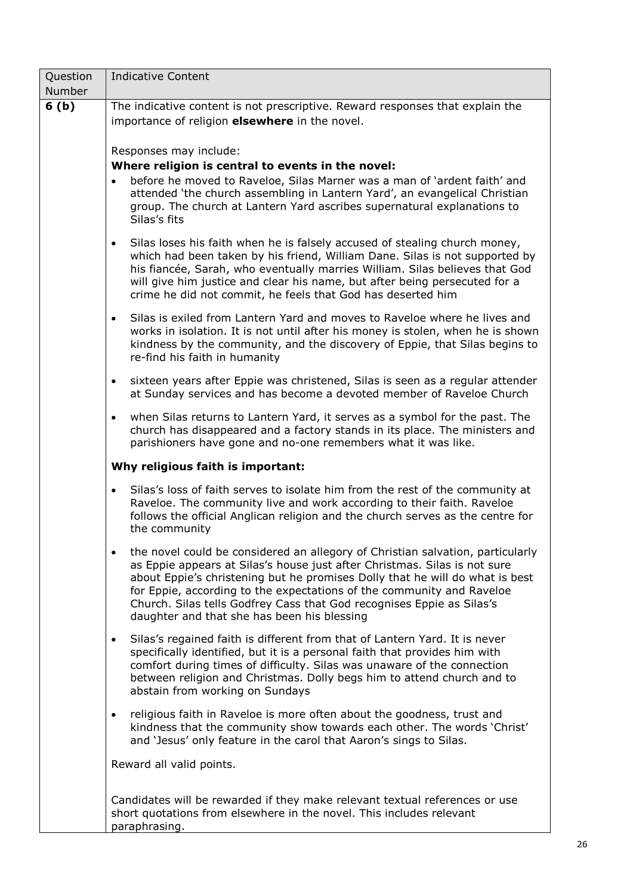| Question Number | Indicative Content |
| --- | --- |
| **6 (b)** | The indicative content is not prescriptive. Reward responses that explain the importance of religion **elsewhere** in the novel.<br><br>Responses may include:<br>**Where religion is central to events in the novel:**<br>• before he moved to Raveloe, Silas Marner was a man of 'ardent faith' and attended 'the church assembling in Lantern Yard', an evangelical Christian group. The church at Lantern Yard ascribes supernatural explanations to Silas's fits<br>• Silas loses his faith when he is falsely accused of stealing church money, which had been taken by his friend, William Dane. Silas is not supported by his fiancée, Sarah, who eventually marries William. Silas believes that God will give him justice and clear his name, but after being persecuted for a crime he did not commit, he feels that God has deserted him<br>• Silas is exiled from Lantern Yard and moves to Raveloe where he lives and works in isolation. It is not until after his money is stolen, when he is shown kindness by the community, and the discovery of Eppie, that Silas begins to re-find his faith in humanity<br>• sixteen years after Eppie was christened, Silas is seen as a regular attender at Sunday services and has become a devoted member of Raveloe Church<br>• when Silas returns to Lantern Yard, it serves as a symbol for the past. The church has disappeared and a factory stands in its place. The ministers and parishioners have gone and no-one remembers what it was like.<br><br>**Why religious faith is important:**<br>• Silas's loss of faith serves to isolate him from the rest of the community at Raveloe. The community live and work according to their faith. Raveloe follows the official Anglican religion and the church serves as the centre for the community<br>• the novel could be considered an allegory of Christian salvation, particularly as Eppie appears at Silas's house just after Christmas. Silas is not sure about Eppie's christening but he promises Dolly that he will do what is best for Eppie, according to the expectations of the community and Raveloe Church. Silas tells Godfrey Cass that God recognises Eppie as Silas's daughter and that she has been his blessing<br>• Silas's regained faith is different from that of Lantern Yard. It is never specifically identified, but it is a personal faith that provides him with comfort during times of difficulty. Silas was unaware of the connection between religion and Christmas. Dolly begs him to attend church and to abstain from working on Sundays<br>• religious faith in Raveloe is more often about the goodness, trust and kindness that the community show towards each other. The words 'Christ' and 'Jesus' only feature in the carol that Aaron's sings to Silas.<br><br>Reward all valid points.<br><br>Candidates will be rewarded if they make relevant textual references or use short quotations from elsewhere in the novel. This includes relevant paraphrasing. |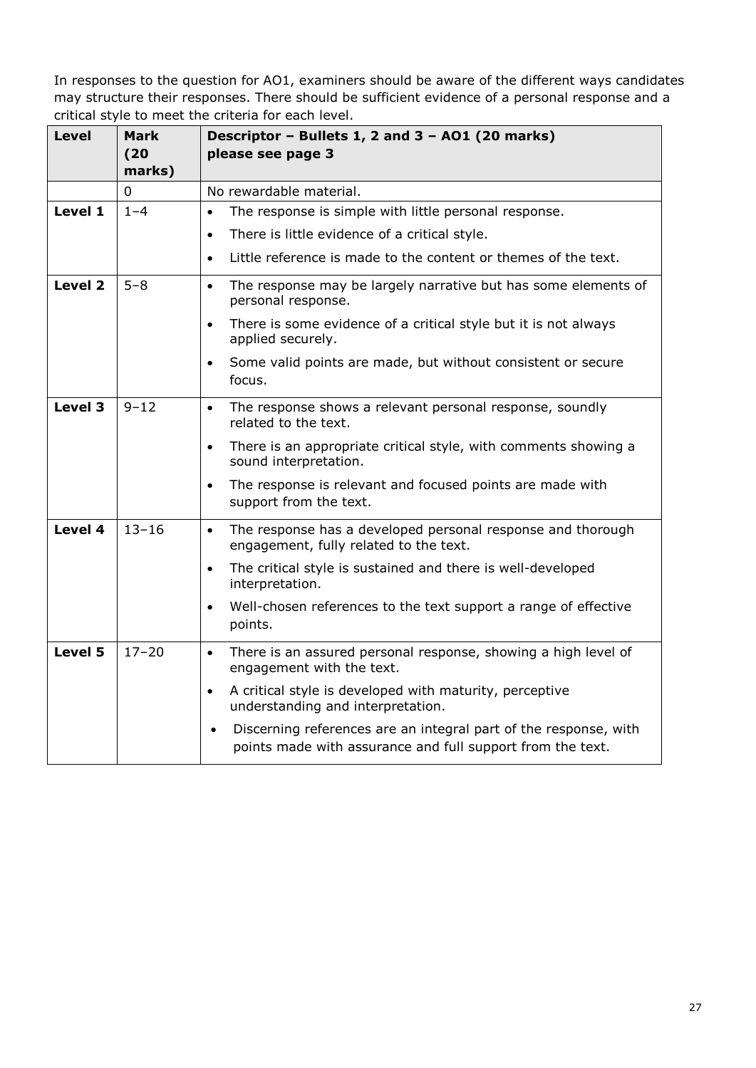In responses to the question for AO1, examiners should be aware of the different ways candidates may structure their responses. There should be sufficient evidence of a personal response and a critical style to meet the criteria for each level.

| Level | Mark (20 marks) | Descriptor – Bullets 1, 2 and 3 – AO1 (20 marks) please see page 3 |
|---|---|---|
| | 0 | No rewardable material. |
| **Level 1** | 1–4 | • The response is simple with little personal response.<br>• There is little evidence of a critical style.<br>• Little reference is made to the content or themes of the text. |
| **Level 2** | 5–8 | • The response may be largely narrative but has some elements of personal response.<br>• There is some evidence of a critical style but it is not always applied securely.<br>• Some valid points are made, but without consistent or secure focus. |
| **Level 3** | 9–12 | • The response shows a relevant personal response, soundly related to the text.<br>• There is an appropriate critical style, with comments showing a sound interpretation.<br>• The response is relevant and focused points are made with support from the text. |
| **Level 4** | 13–16 | • The response has a developed personal response and thorough engagement, fully related to the text.<br>• The critical style is sustained and there is well-developed interpretation.<br>• Well-chosen references to the text support a range of effective points. |
| **Level 5** | 17–20 | • There is an assured personal response, showing a high level of engagement with the text.<br>• A critical style is developed with maturity, perceptive understanding and interpretation.<br>• Discerning references are an integral part of the response, with points made with assurance and full support from the text. |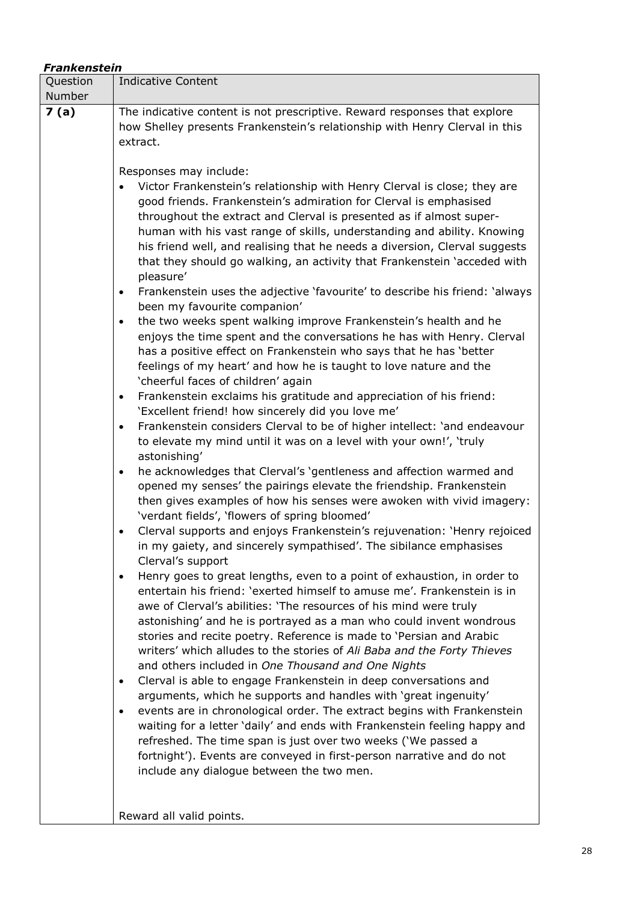***Frankenstein***

| Question Number | Indicative Content |
|---|---|
| **7 (a)** | The indicative content is not prescriptive. Reward responses that explore how Shelley presents Frankenstein's relationship with Henry Clerval in this extract.<br><br>Responses may include:<br>• Victor Frankenstein's relationship with Henry Clerval is close; they are good friends. Frankenstein's admiration for Clerval is emphasised throughout the extract and Clerval is presented as if almost super-human with his vast range of skills, understanding and ability. Knowing his friend well, and realising that he needs a diversion, Clerval suggests that they should go walking, an activity that Frankenstein 'acceded with pleasure'<br>• Frankenstein uses the adjective 'favourite' to describe his friend: 'always been my favourite companion'<br>• the two weeks spent walking improve Frankenstein's health and he enjoys the time spent and the conversations he has with Henry. Clerval has a positive effect on Frankenstein who says that he has 'better feelings of my heart' and how he is taught to love nature and the 'cheerful faces of children' again<br>• Frankenstein exclaims his gratitude and appreciation of his friend: 'Excellent friend! how sincerely did you love me'<br>• Frankenstein considers Clerval to be of higher intellect: 'and endeavour to elevate my mind until it was on a level with your own!', 'truly astonishing'<br>• he acknowledges that Clerval's 'gentleness and affection warmed and opened my senses' the pairings elevate the friendship. Frankenstein then gives examples of how his senses were awoken with vivid imagery: 'verdant fields', 'flowers of spring bloomed'<br>• Clerval supports and enjoys Frankenstein's rejuvenation: 'Henry rejoiced in my gaiety, and sincerely sympathised'. The sibilance emphasises Clerval's support<br>• Henry goes to great lengths, even to a point of exhaustion, in order to entertain his friend: 'exerted himself to amuse me'. Frankenstein is in awe of Clerval's abilities: 'The resources of his mind were truly astonishing' and he is portrayed as a man who could invent wondrous stories and recite poetry. Reference is made to 'Persian and Arabic writers' which alludes to the stories of *Ali Baba and the Forty Thieves* and others included in *One Thousand and One Nights*<br>• Clerval is able to engage Frankenstein in deep conversations and arguments, which he supports and handles with 'great ingenuity'<br>• events are in chronological order. The extract begins with Frankenstein waiting for a letter 'daily' and ends with Frankenstein feeling happy and refreshed. The time span is just over two weeks ('We passed a fortnight'). Events are conveyed in first-person narrative and do not include any dialogue between the two men.<br><br>Reward all valid points. |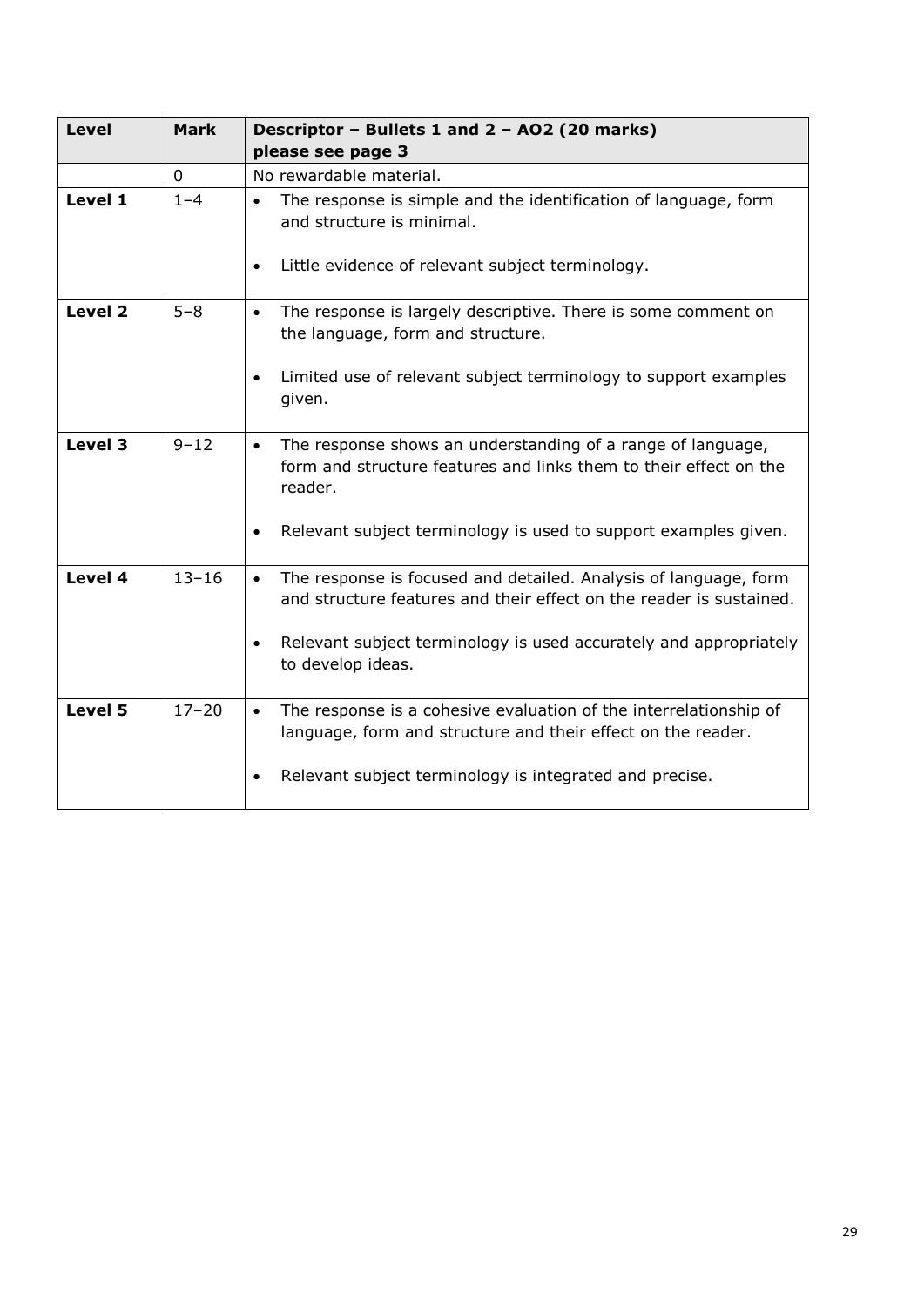| Level | Mark | Descriptor – Bullets 1 and 2 – AO2 (20 marks) please see page 3 |
|---|---|---|
| | 0 | No rewardable material. |
| **Level 1** | 1–4 | • The response is simple and the identification of language, form and structure is minimal.<br>• Little evidence of relevant subject terminology. |
| **Level 2** | 5–8 | • The response is largely descriptive. There is some comment on the language, form and structure.<br>• Limited use of relevant subject terminology to support examples given. |
| **Level 3** | 9–12 | • The response shows an understanding of a range of language, form and structure features and links them to their effect on the reader.<br>• Relevant subject terminology is used to support examples given. |
| **Level 4** | 13–16 | • The response is focused and detailed. Analysis of language, form and structure features and their effect on the reader is sustained.<br>• Relevant subject terminology is used accurately and appropriately to develop ideas. |
| **Level 5** | 17–20 | • The response is a cohesive evaluation of the interrelationship of language, form and structure and their effect on the reader.<br>• Relevant subject terminology is integrated and precise. |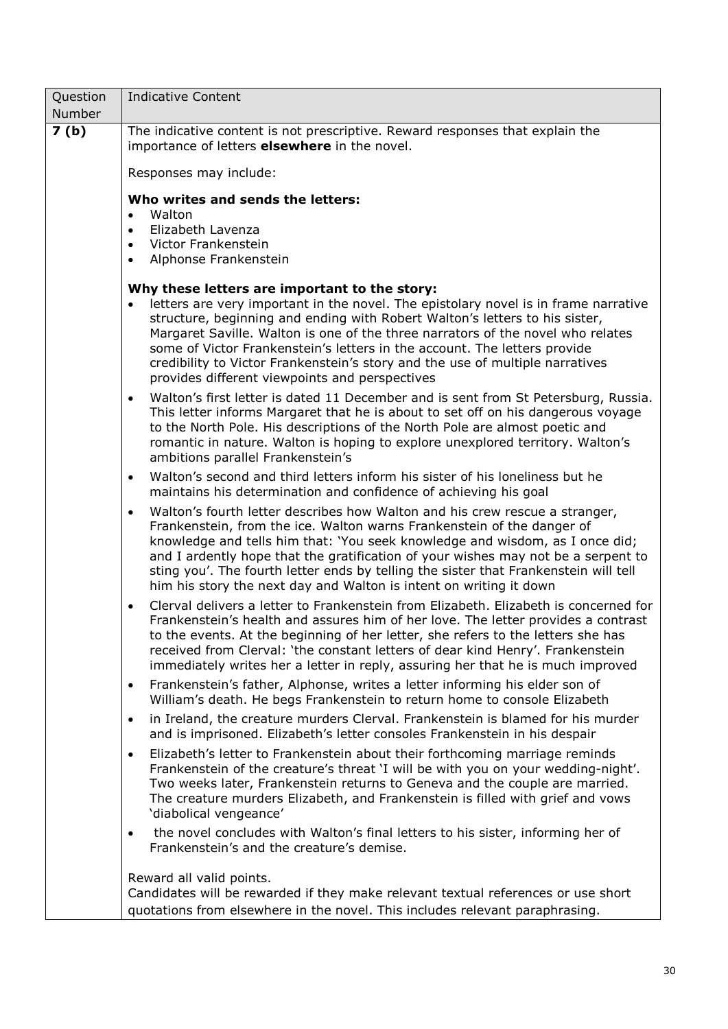| Question Number | Indicative Content |
|---|---|
| **7 (b)** | The indicative content is not prescriptive. Reward responses that explain the importance of letters **elsewhere** in the novel.<br><br>Responses may include:<br><br>**Who writes and sends the letters:**<br>• Walton<br>• Elizabeth Lavenza<br>• Victor Frankenstein<br>• Alphonse Frankenstein<br><br>**Why these letters are important to the story:**<br>• letters are very important in the novel. The epistolary novel is in frame narrative structure, beginning and ending with Robert Walton's letters to his sister, Margaret Saville. Walton is one of the three narrators of the novel who relates some of Victor Frankenstein's letters in the account. The letters provide credibility to Victor Frankenstein's story and the use of multiple narratives provides different viewpoints and perspectives<br>• Walton's first letter is dated 11 December and is sent from St Petersburg, Russia. This letter informs Margaret that he is about to set off on his dangerous voyage to the North Pole. His descriptions of the North Pole are almost poetic and romantic in nature. Walton is hoping to explore unexplored territory. Walton's ambitions parallel Frankenstein's<br>• Walton's second and third letters inform his sister of his loneliness but he maintains his determination and confidence of achieving his goal<br>• Walton's fourth letter describes how Walton and his crew rescue a stranger, Frankenstein, from the ice. Walton warns Frankenstein of the danger of knowledge and tells him that: 'You seek knowledge and wisdom, as I once did; and I ardently hope that the gratification of your wishes may not be a serpent to sting you'. The fourth letter ends by telling the sister that Frankenstein will tell him his story the next day and Walton is intent on writing it down<br>• Clerval delivers a letter to Frankenstein from Elizabeth. Elizabeth is concerned for Frankenstein's health and assures him of her love. The letter provides a contrast to the events. At the beginning of her letter, she refers to the letters she has received from Clerval: 'the constant letters of dear kind Henry'. Frankenstein immediately writes her a letter in reply, assuring her that he is much improved<br>• Frankenstein's father, Alphonse, writes a letter informing his elder son of William's death. He begs Frankenstein to return home to console Elizabeth<br>• in Ireland, the creature murders Clerval. Frankenstein is blamed for his murder and is imprisoned. Elizabeth's letter consoles Frankenstein in his despair<br>• Elizabeth's letter to Frankenstein about their forthcoming marriage reminds Frankenstein of the creature's threat 'I will be with you on your wedding-night'. Two weeks later, Frankenstein returns to Geneva and the couple are married. The creature murders Elizabeth, and Frankenstein is filled with grief and vows 'diabolical vengeance'<br>• the novel concludes with Walton's final letters to his sister, informing her of Frankenstein's and the creature's demise.<br><br>Reward all valid points.<br>Candidates will be rewarded if they make relevant textual references or use short quotations from elsewhere in the novel. This includes relevant paraphrasing. |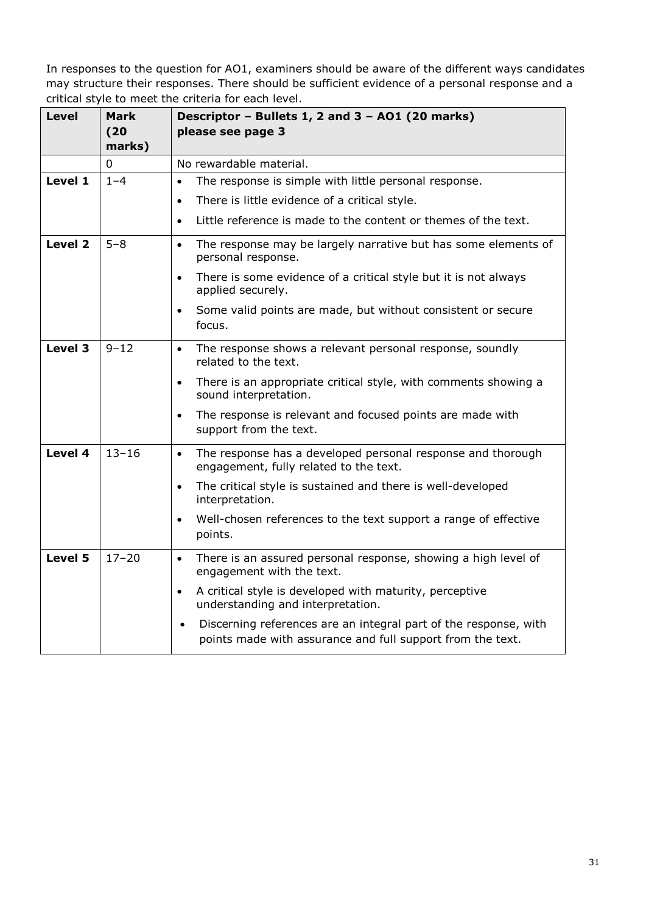In responses to the question for AO1, examiners should be aware of the different ways candidates may structure their responses. There should be sufficient evidence of a personal response and a critical style to meet the criteria for each level.

| **Level** | **Mark (20 marks)** | **Descriptor – Bullets 1, 2 and 3 – AO1 (20 marks) please see page 3** |
|---|---|---|
| | 0 | No rewardable material. |
| **Level 1** | 1–4 | • The response is simple with little personal response.<br>• There is little evidence of a critical style.<br>• Little reference is made to the content or themes of the text. |
| **Level 2** | 5–8 | • The response may be largely narrative but has some elements of personal response.<br>• There is some evidence of a critical style but it is not always applied securely.<br>• Some valid points are made, but without consistent or secure focus. |
| **Level 3** | 9–12 | • The response shows a relevant personal response, soundly related to the text.<br>• There is an appropriate critical style, with comments showing a sound interpretation.<br>• The response is relevant and focused points are made with support from the text. |
| **Level 4** | 13–16 | • The response has a developed personal response and thorough engagement, fully related to the text.<br>• The critical style is sustained and there is well-developed interpretation.<br>• Well-chosen references to the text support a range of effective points. |
| **Level 5** | 17–20 | • There is an assured personal response, showing a high level of engagement with the text.<br>• A critical style is developed with maturity, perceptive understanding and interpretation.<br>• Discerning references are an integral part of the response, with points made with assurance and full support from the text. |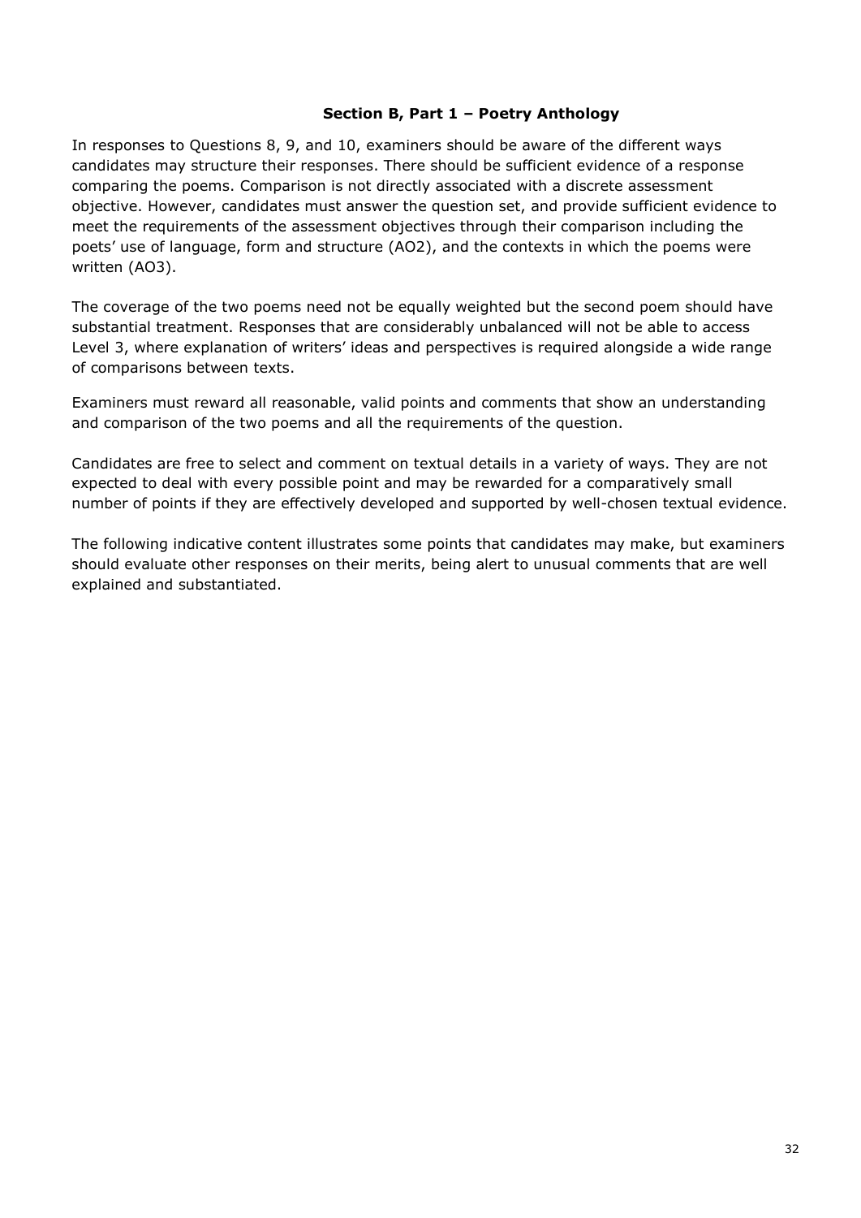## Section B, Part 1 – Poetry Anthology

In responses to Questions 8, 9, and 10, examiners should be aware of the different ways candidates may structure their responses. There should be sufficient evidence of a response comparing the poems. Comparison is not directly associated with a discrete assessment objective. However, candidates must answer the question set, and provide sufficient evidence to meet the requirements of the assessment objectives through their comparison including the poets' use of language, form and structure (AO2), and the contexts in which the poems were written (AO3).

The coverage of the two poems need not be equally weighted but the second poem should have substantial treatment. Responses that are considerably unbalanced will not be able to access Level 3, where explanation of writers' ideas and perspectives is required alongside a wide range of comparisons between texts.

Examiners must reward all reasonable, valid points and comments that show an understanding and comparison of the two poems and all the requirements of the question.

Candidates are free to select and comment on textual details in a variety of ways. They are not expected to deal with every possible point and may be rewarded for a comparatively small number of points if they are effectively developed and supported by well-chosen textual evidence.

The following indicative content illustrates some points that candidates may make, but examiners should evaluate other responses on their merits, being alert to unusual comments that are well explained and substantiated.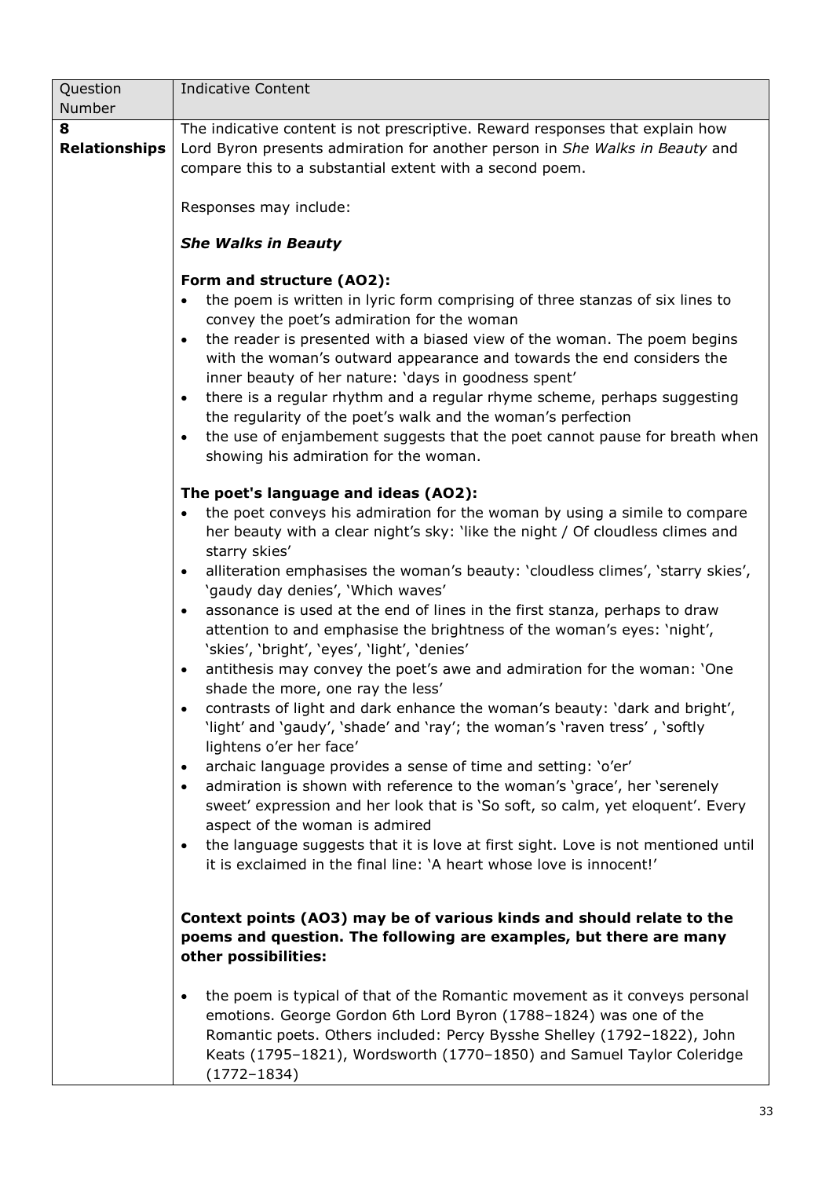| Question Number | Indicative Content |
|---|---|
| **8 Relationships** | The indicative content is not prescriptive. Reward responses that explain how Lord Byron presents admiration for another person in *She Walks in Beauty* and compare this to a substantial extent with a second poem.<br><br>Responses may include:<br><br>***She Walks in Beauty***<br><br>**Form and structure (AO2):**<br>• the poem is written in lyric form comprising of three stanzas of six lines to convey the poet's admiration for the woman<br>• the reader is presented with a biased view of the woman. The poem begins with the woman's outward appearance and towards the end considers the inner beauty of her nature: 'days in goodness spent'<br>• there is a regular rhythm and a regular rhyme scheme, perhaps suggesting the regularity of the poet's walk and the woman's perfection<br>• the use of enjambement suggests that the poet cannot pause for breath when showing his admiration for the woman.<br><br>**The poet's language and ideas (AO2):**<br>• the poet conveys his admiration for the woman by using a simile to compare her beauty with a clear night's sky: 'like the night / Of cloudless climes and starry skies'<br>• alliteration emphasises the woman's beauty: 'cloudless climes', 'starry skies', 'gaudy day denies', 'Which waves'<br>• assonance is used at the end of lines in the first stanza, perhaps to draw attention to and emphasise the brightness of the woman's eyes: 'night', 'skies', 'bright', 'eyes', 'light', 'denies'<br>• antithesis may convey the poet's awe and admiration for the woman: 'One shade the more, one ray the less'<br>• contrasts of light and dark enhance the woman's beauty: 'dark and bright', 'light' and 'gaudy', 'shade' and 'ray'; the woman's 'raven tress' , 'softly lightens o'er her face'<br>• archaic language provides a sense of time and setting: 'o'er'<br>• admiration is shown with reference to the woman's 'grace', her 'serenely sweet' expression and her look that is 'So soft, so calm, yet eloquent'. Every aspect of the woman is admired<br>• the language suggests that it is love at first sight. Love is not mentioned until it is exclaimed in the final line: 'A heart whose love is innocent!'<br><br>**Context points (AO3) may be of various kinds and should relate to the poems and question. The following are examples, but there are many other possibilities:**<br><br>• the poem is typical of that of the Romantic movement as it conveys personal emotions. George Gordon 6th Lord Byron (1788–1824) was one of the Romantic poets. Others included: Percy Bysshe Shelley (1792–1822), John Keats (1795–1821), Wordsworth (1770–1850) and Samuel Taylor Coleridge (1772–1834) |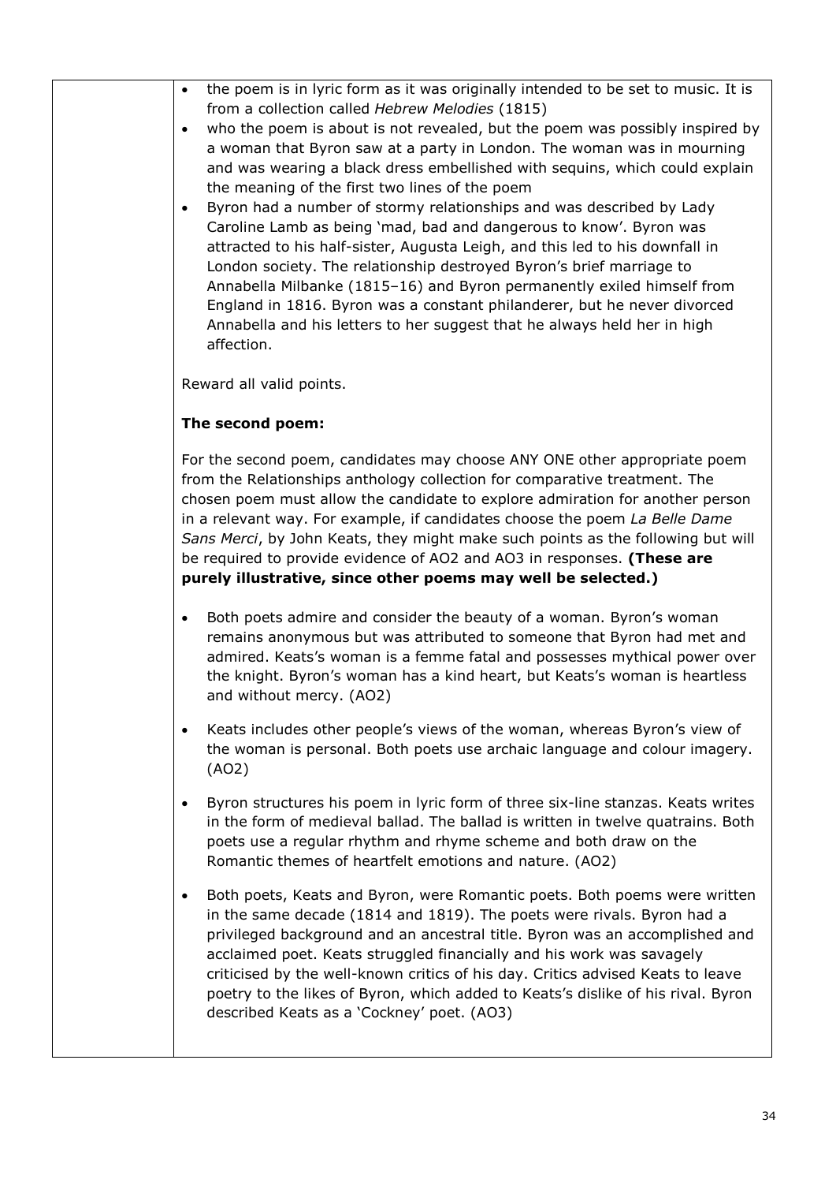- the poem is in lyric form as it was originally intended to be set to music. It is from a collection called *Hebrew Melodies* (1815)
- who the poem is about is not revealed, but the poem was possibly inspired by a woman that Byron saw at a party in London. The woman was in mourning and was wearing a black dress embellished with sequins, which could explain the meaning of the first two lines of the poem
- Byron had a number of stormy relationships and was described by Lady Caroline Lamb as being 'mad, bad and dangerous to know'. Byron was attracted to his half-sister, Augusta Leigh, and this led to his downfall in London society. The relationship destroyed Byron's brief marriage to Annabella Milbanke (1815–16) and Byron permanently exiled himself from England in 1816. Byron was a constant philanderer, but he never divorced Annabella and his letters to her suggest that he always held her in high affection.

Reward all valid points.

**The second poem:**

For the second poem, candidates may choose ANY ONE other appropriate poem from the Relationships anthology collection for comparative treatment. The chosen poem must allow the candidate to explore admiration for another person in a relevant way. For example, if candidates choose the poem *La Belle Dame Sans Merci*, by John Keats, they might make such points as the following but will be required to provide evidence of AO2 and AO3 in responses. **(These are purely illustrative, since other poems may well be selected.)**

- Both poets admire and consider the beauty of a woman. Byron's woman remains anonymous but was attributed to someone that Byron had met and admired. Keats's woman is a femme fatal and possesses mythical power over the knight. Byron's woman has a kind heart, but Keats's woman is heartless and without mercy. (AO2)

- Keats includes other people's views of the woman, whereas Byron's view of the woman is personal. Both poets use archaic language and colour imagery. (AO2)

- Byron structures his poem in lyric form of three six-line stanzas. Keats writes in the form of medieval ballad. The ballad is written in twelve quatrains. Both poets use a regular rhythm and rhyme scheme and both draw on the Romantic themes of heartfelt emotions and nature. (AO2)

- Both poets, Keats and Byron, were Romantic poets. Both poems were written in the same decade (1814 and 1819). The poets were rivals. Byron had a privileged background and an ancestral title. Byron was an accomplished and acclaimed poet. Keats struggled financially and his work was savagely criticised by the well-known critics of his day. Critics advised Keats to leave poetry to the likes of Byron, which added to Keats's dislike of his rival. Byron described Keats as a 'Cockney' poet. (AO3)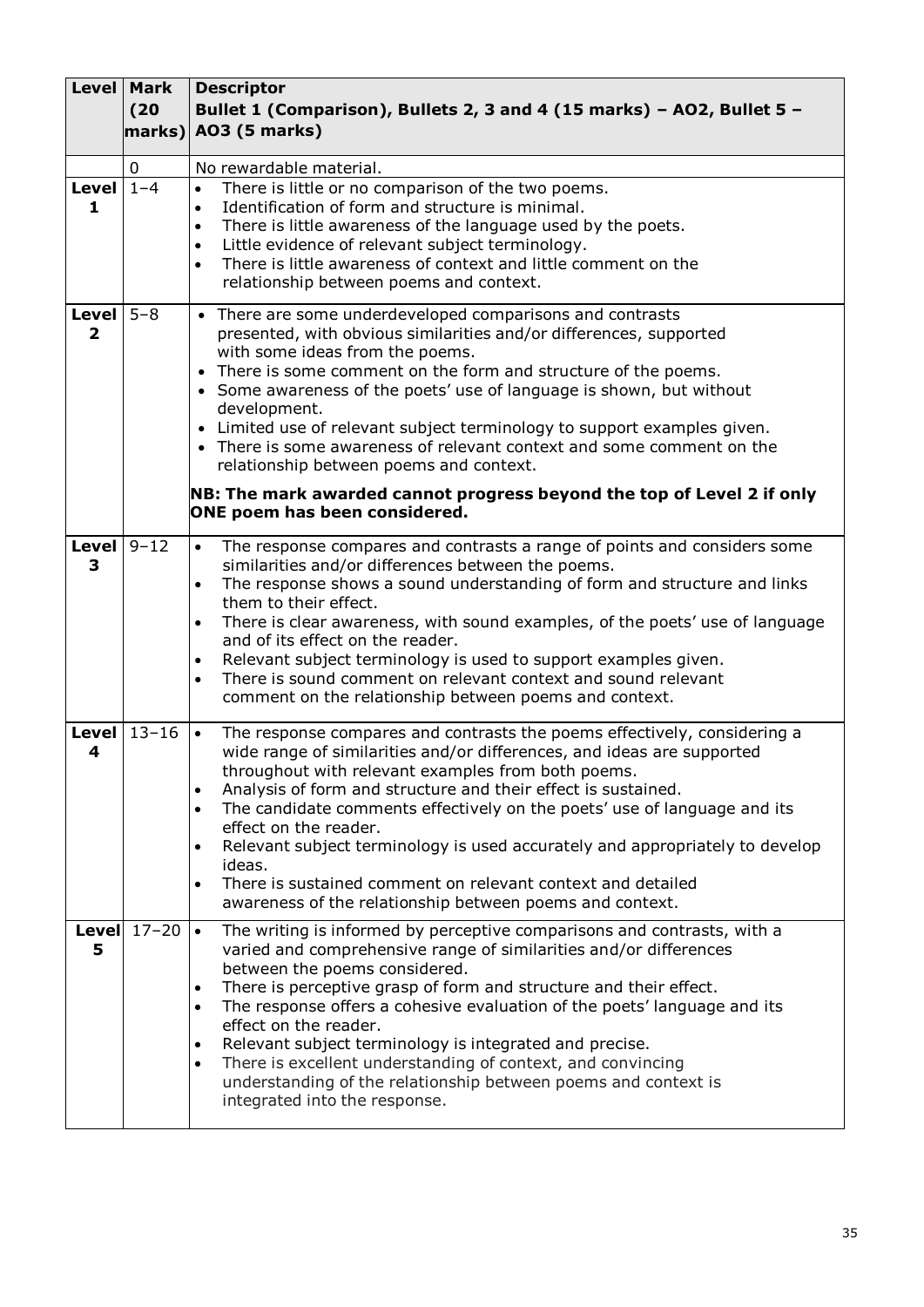| Level | Mark (20 marks) | Descriptor<br>Bullet 1 (Comparison), Bullets 2, 3 and 4 (15 marks) – AO2, Bullet 5 – AO3 (5 marks) |
|---|---|---|
| | 0 | No rewardable material. |
| **Level 1** | 1–4 | • There is little or no comparison of the two poems.<br>• Identification of form and structure is minimal.<br>• There is little awareness of the language used by the poets.<br>• Little evidence of relevant subject terminology.<br>• There is little awareness of context and little comment on the relationship between poems and context. |
| **Level 2** | 5–8 | • There are some underdeveloped comparisons and contrasts presented, with obvious similarities and/or differences, supported with some ideas from the poems.<br>• There is some comment on the form and structure of the poems.<br>• Some awareness of the poets' use of language is shown, but without development.<br>• Limited use of relevant subject terminology to support examples given.<br>• There is some awareness of relevant context and some comment on the relationship between poems and context.<br><br>**NB: The mark awarded cannot progress beyond the top of Level 2 if only ONE poem has been considered.** |
| **Level 3** | 9–12 | • The response compares and contrasts a range of points and considers some similarities and/or differences between the poems.<br>• The response shows a sound understanding of form and structure and links them to their effect.<br>• There is clear awareness, with sound examples, of the poets' use of language and of its effect on the reader.<br>• Relevant subject terminology is used to support examples given.<br>• There is sound comment on relevant context and sound relevant comment on the relationship between poems and context. |
| **Level 4** | 13–16 | • The response compares and contrasts the poems effectively, considering a wide range of similarities and/or differences, and ideas are supported throughout with relevant examples from both poems.<br>• Analysis of form and structure and their effect is sustained.<br>• The candidate comments effectively on the poets' use of language and its effect on the reader.<br>• Relevant subject terminology is used accurately and appropriately to develop ideas.<br>• There is sustained comment on relevant context and detailed awareness of the relationship between poems and context. |
| **Level 5** | 17–20 | • The writing is informed by perceptive comparisons and contrasts, with a varied and comprehensive range of similarities and/or differences between the poems considered.<br>• There is perceptive grasp of form and structure and their effect.<br>• The response offers a cohesive evaluation of the poets' language and its effect on the reader.<br>• Relevant subject terminology is integrated and precise.<br>• There is excellent understanding of context, and convincing understanding of the relationship between poems and context is integrated into the response. |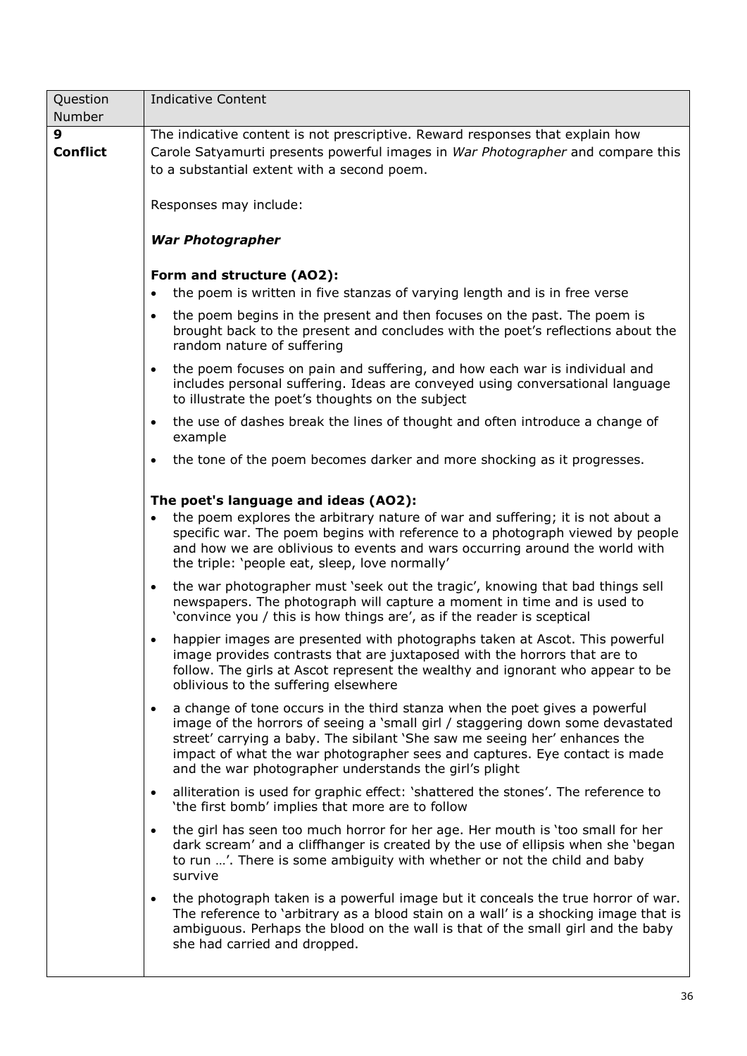| Question Number | Indicative Content |
| --- | --- |
| **9** **Conflict** | The indicative content is not prescriptive. Reward responses that explain how Carole Satyamurti presents powerful images in *War Photographer* and compare this to a substantial extent with a second poem.<br><br>Responses may include:<br><br>***War Photographer***<br><br>**Form and structure (AO2):**<br>• the poem is written in five stanzas of varying length and is in free verse<br>• the poem begins in the present and then focuses on the past. The poem is brought back to the present and concludes with the poet's reflections about the random nature of suffering<br>• the poem focuses on pain and suffering, and how each war is individual and includes personal suffering. Ideas are conveyed using conversational language to illustrate the poet's thoughts on the subject<br>• the use of dashes break the lines of thought and often introduce a change of example<br>• the tone of the poem becomes darker and more shocking as it progresses.<br><br>**The poet's language and ideas (AO2):**<br>• the poem explores the arbitrary nature of war and suffering; it is not about a specific war. The poem begins with reference to a photograph viewed by people and how we are oblivious to events and wars occurring around the world with the triple: 'people eat, sleep, love normally'<br>• the war photographer must 'seek out the tragic', knowing that bad things sell newspapers. The photograph will capture a moment in time and is used to 'convince you / this is how things are', as if the reader is sceptical<br>• happier images are presented with photographs taken at Ascot. This powerful image provides contrasts that are juxtaposed with the horrors that are to follow. The girls at Ascot represent the wealthy and ignorant who appear to be oblivious to the suffering elsewhere<br>• a change of tone occurs in the third stanza when the poet gives a powerful image of the horrors of seeing a 'small girl / staggering down some devastated street' carrying a baby. The sibilant 'She saw me seeing her' enhances the impact of what the war photographer sees and captures. Eye contact is made and the war photographer understands the girl's plight<br>• alliteration is used for graphic effect: 'shattered the stones'. The reference to 'the first bomb' implies that more are to follow<br>• the girl has seen too much horror for her age. Her mouth is 'too small for her dark scream' and a cliffhanger is created by the use of ellipsis when she 'began to run …'. There is some ambiguity with whether or not the child and baby survive<br>• the photograph taken is a powerful image but it conceals the true horror of war. The reference to 'arbitrary as a blood stain on a wall' is a shocking image that is ambiguous. Perhaps the blood on the wall is that of the small girl and the baby she had carried and dropped. |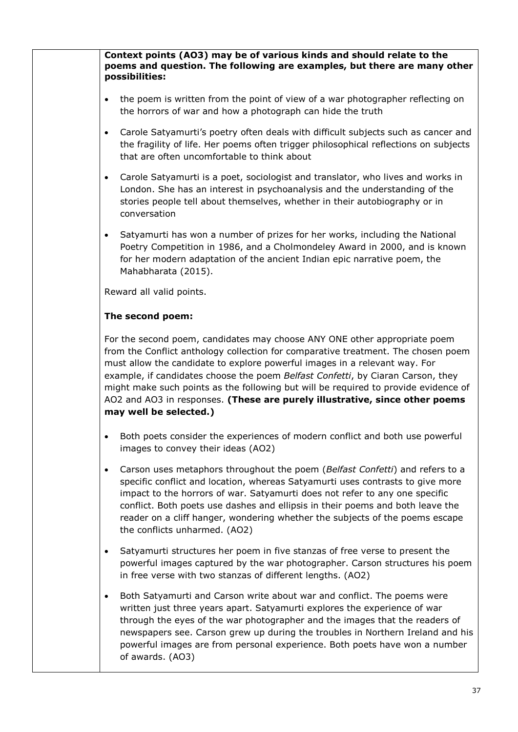**Context points (AO3) may be of various kinds and should relate to the poems and question. The following are examples, but there are many other possibilities:**

- the poem is written from the point of view of a war photographer reflecting on the horrors of war and how a photograph can hide the truth
- Carole Satyamurti's poetry often deals with difficult subjects such as cancer and the fragility of life. Her poems often trigger philosophical reflections on subjects that are often uncomfortable to think about
- Carole Satyamurti is a poet, sociologist and translator, who lives and works in London. She has an interest in psychoanalysis and the understanding of the stories people tell about themselves, whether in their autobiography or in conversation
- Satyamurti has won a number of prizes for her works, including the National Poetry Competition in 1986, and a Cholmondeley Award in 2000, and is known for her modern adaptation of the ancient Indian epic narrative poem, the Mahabharata (2015).

Reward all valid points.

**The second poem:**

For the second poem, candidates may choose ANY ONE other appropriate poem from the Conflict anthology collection for comparative treatment. The chosen poem must allow the candidate to explore powerful images in a relevant way. For example, if candidates choose the poem *Belfast Confetti*, by Ciaran Carson, they might make such points as the following but will be required to provide evidence of AO2 and AO3 in responses. **(These are purely illustrative, since other poems may well be selected.)**

- Both poets consider the experiences of modern conflict and both use powerful images to convey their ideas (AO2)
- Carson uses metaphors throughout the poem (*Belfast Confetti*) and refers to a specific conflict and location, whereas Satyamurti uses contrasts to give more impact to the horrors of war. Satyamurti does not refer to any one specific conflict. Both poets use dashes and ellipsis in their poems and both leave the reader on a cliff hanger, wondering whether the subjects of the poems escape the conflicts unharmed. (AO2)
- Satyamurti structures her poem in five stanzas of free verse to present the powerful images captured by the war photographer. Carson structures his poem in free verse with two stanzas of different lengths. (AO2)
- Both Satyamurti and Carson write about war and conflict. The poems were written just three years apart. Satyamurti explores the experience of war through the eyes of the war photographer and the images that the readers of newspapers see. Carson grew up during the troubles in Northern Ireland and his powerful images are from personal experience. Both poets have won a number of awards. (AO3)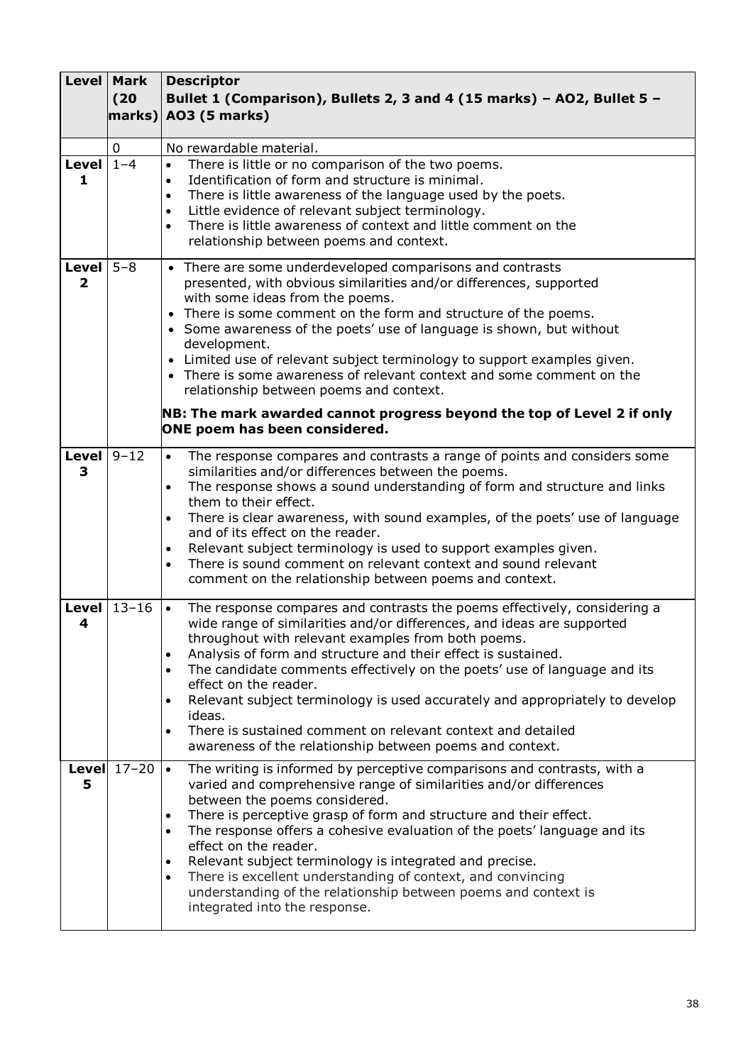| Level | Mark (20 marks) | Descriptor<br>Bullet 1 (Comparison), Bullets 2, 3 and 4 (15 marks) – AO2, Bullet 5 – AO3 (5 marks) |
|---|---|---|
| | 0 | No rewardable material. |
| Level 1 | 1–4 | • There is little or no comparison of the two poems.<br>• Identification of form and structure is minimal.<br>• There is little awareness of the language used by the poets.<br>• Little evidence of relevant subject terminology.<br>• There is little awareness of context and little comment on the relationship between poems and context. |
| Level 2 | 5–8 | • There are some underdeveloped comparisons and contrasts presented, with obvious similarities and/or differences, supported with some ideas from the poems.<br>• There is some comment on the form and structure of the poems.<br>• Some awareness of the poets' use of language is shown, but without development.<br>• Limited use of relevant subject terminology to support examples given.<br>• There is some awareness of relevant context and some comment on the relationship between poems and context.<br><br>**NB: The mark awarded cannot progress beyond the top of Level 2 if only ONE poem has been considered.** |
| Level 3 | 9–12 | • The response compares and contrasts a range of points and considers some similarities and/or differences between the poems.<br>• The response shows a sound understanding of form and structure and links them to their effect.<br>• There is clear awareness, with sound examples, of the poets' use of language and of its effect on the reader.<br>• Relevant subject terminology is used to support examples given.<br>• There is sound comment on relevant context and sound relevant comment on the relationship between poems and context. |
| Level 4 | 13–16 | • The response compares and contrasts the poems effectively, considering a wide range of similarities and/or differences, and ideas are supported throughout with relevant examples from both poems.<br>• Analysis of form and structure and their effect is sustained.<br>• The candidate comments effectively on the poets' use of language and its effect on the reader.<br>• Relevant subject terminology is used accurately and appropriately to develop ideas.<br>• There is sustained comment on relevant context and detailed awareness of the relationship between poems and context. |
| Level 5 | 17–20 | • The writing is informed by perceptive comparisons and contrasts, with a varied and comprehensive range of similarities and/or differences between the poems considered.<br>• There is perceptive grasp of form and structure and their effect.<br>• The response offers a cohesive evaluation of the poets' language and its effect on the reader.<br>• Relevant subject terminology is integrated and precise.<br>• There is excellent understanding of context, and convincing understanding of the relationship between poems and context is integrated into the response. |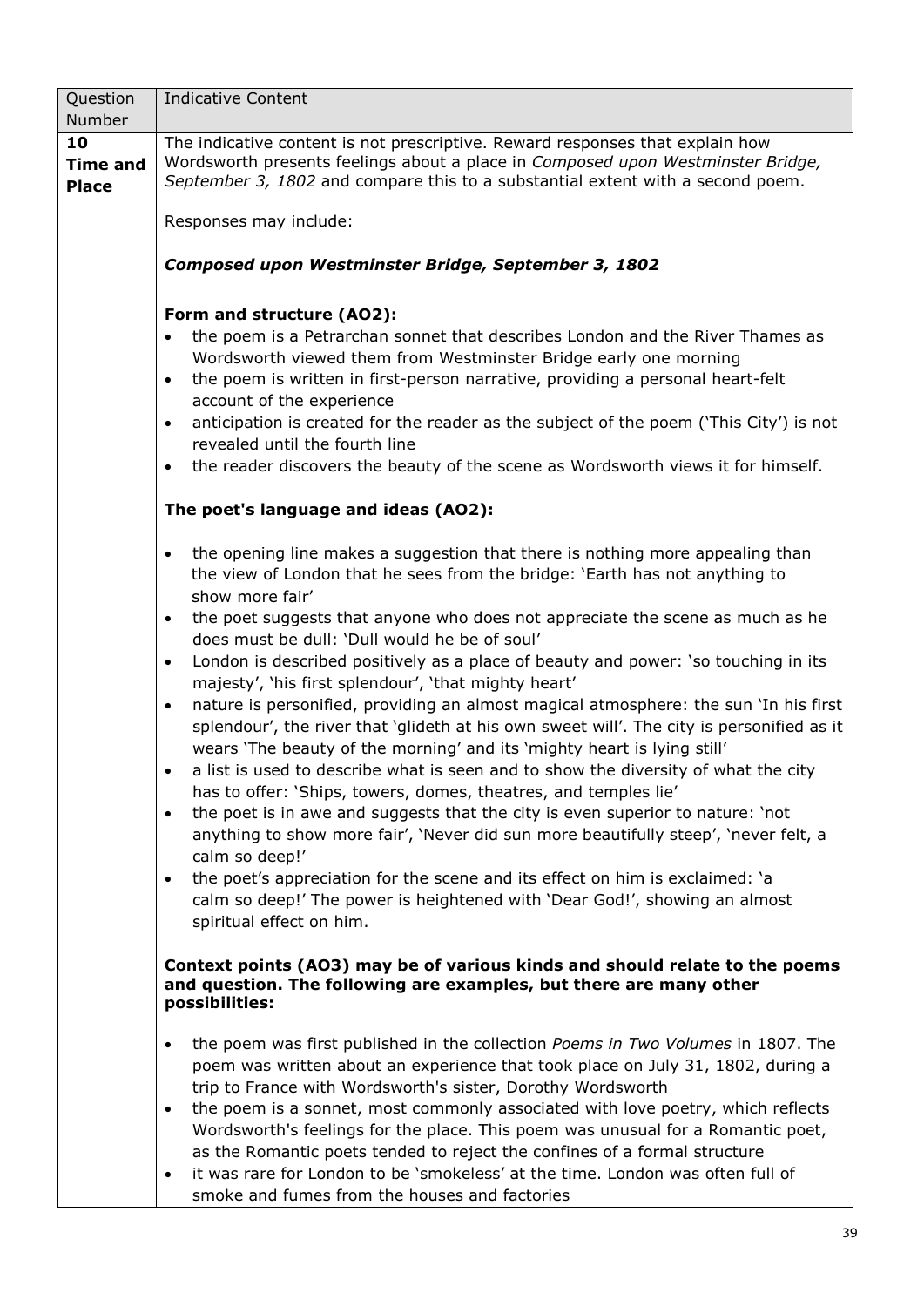| Question Number | Indicative Content |
|---|---|
| **10 Time and Place** | The indicative content is not prescriptive. Reward responses that explain how Wordsworth presents feelings about a place in *Composed upon Westminster Bridge, September 3, 1802* and compare this to a substantial extent with a second poem.<br><br>Responses may include:<br><br>***Composed upon Westminster Bridge, September 3, 1802***<br><br>**Form and structure (AO2):**<br>• the poem is a Petrarchan sonnet that describes London and the River Thames as Wordsworth viewed them from Westminster Bridge early one morning<br>• the poem is written in first-person narrative, providing a personal heart-felt account of the experience<br>• anticipation is created for the reader as the subject of the poem ('This City') is not revealed until the fourth line<br>• the reader discovers the beauty of the scene as Wordsworth views it for himself.<br><br>**The poet's language and ideas (AO2):**<br><br>• the opening line makes a suggestion that there is nothing more appealing than the view of London that he sees from the bridge: 'Earth has not anything to show more fair'<br>• the poet suggests that anyone who does not appreciate the scene as much as he does must be dull: 'Dull would he be of soul'<br>• London is described positively as a place of beauty and power: 'so touching in its majesty', 'his first splendour', 'that mighty heart'<br>• nature is personified, providing an almost magical atmosphere: the sun 'In his first splendour', the river that 'glideth at his own sweet will'. The city is personified as it wears 'The beauty of the morning' and its 'mighty heart is lying still'<br>• a list is used to describe what is seen and to show the diversity of what the city has to offer: 'Ships, towers, domes, theatres, and temples lie'<br>• the poet is in awe and suggests that the city is even superior to nature: 'not anything to show more fair', 'Never did sun more beautifully steep', 'never felt, a calm so deep!'<br>• the poet's appreciation for the scene and its effect on him is exclaimed: 'a calm so deep!' The power is heightened with 'Dear God!', showing an almost spiritual effect on him.<br><br>**Context points (AO3) may be of various kinds and should relate to the poems and question. The following are examples, but there are many other possibilities:**<br><br>• the poem was first published in the collection *Poems in Two Volumes* in 1807. The poem was written about an experience that took place on July 31, 1802, during a trip to France with Wordsworth's sister, Dorothy Wordsworth<br>• the poem is a sonnet, most commonly associated with love poetry, which reflects Wordsworth's feelings for the place. This poem was unusual for a Romantic poet, as the Romantic poets tended to reject the confines of a formal structure<br>• it was rare for London to be 'smokeless' at the time. London was often full of smoke and fumes from the houses and factories |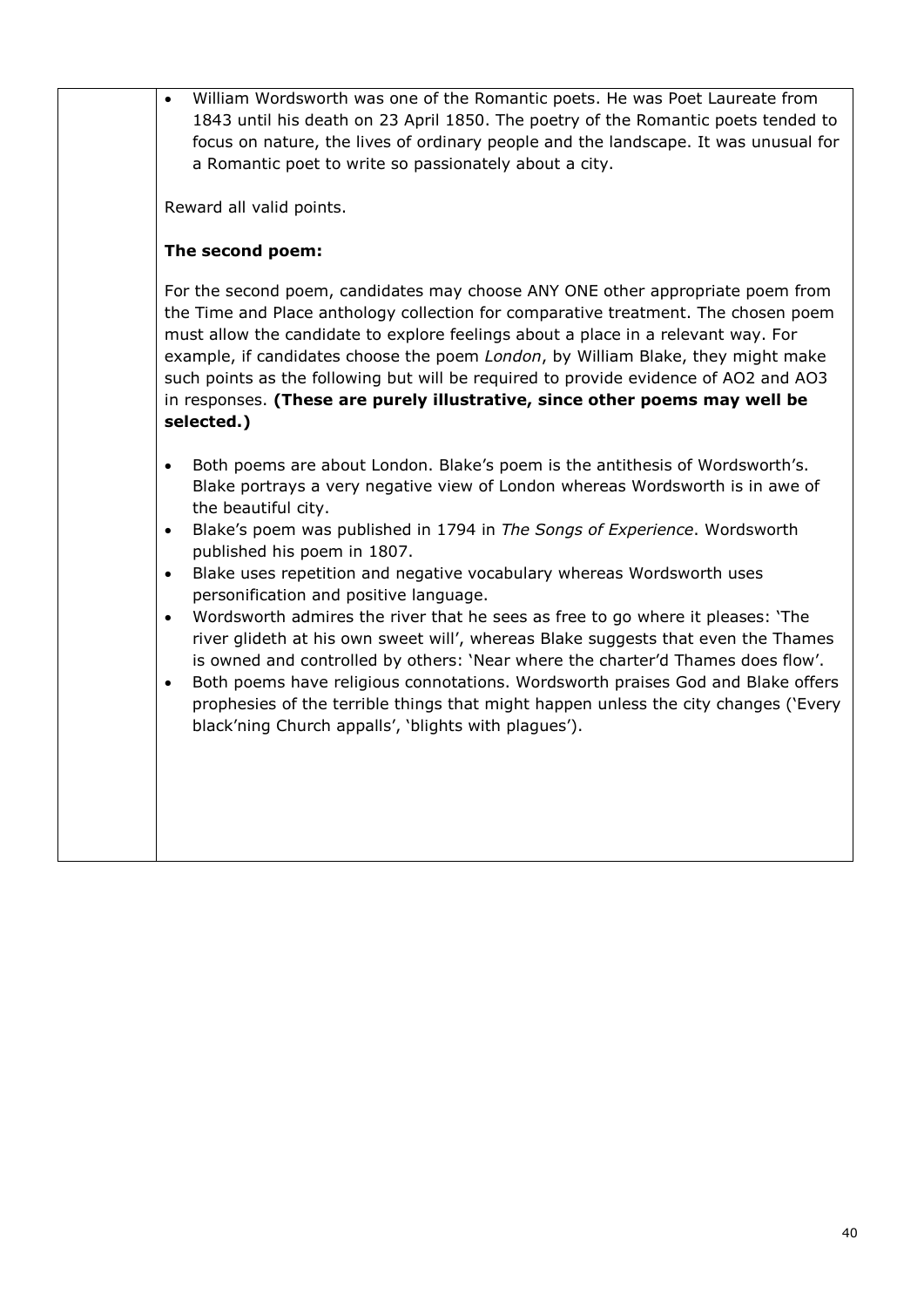- William Wordsworth was one of the Romantic poets. He was Poet Laureate from 1843 until his death on 23 April 1850. The poetry of the Romantic poets tended to focus on nature, the lives of ordinary people and the landscape. It was unusual for a Romantic poet to write so passionately about a city.

Reward all valid points.

**The second poem:**

For the second poem, candidates may choose ANY ONE other appropriate poem from the Time and Place anthology collection for comparative treatment. The chosen poem must allow the candidate to explore feelings about a place in a relevant way. For example, if candidates choose the poem *London*, by William Blake, they might make such points as the following but will be required to provide evidence of AO2 and AO3 in responses. **(These are purely illustrative, since other poems may well be selected.)**

- Both poems are about London. Blake's poem is the antithesis of Wordsworth's. Blake portrays a very negative view of London whereas Wordsworth is in awe of the beautiful city.
- Blake's poem was published in 1794 in *The Songs of Experience*. Wordsworth published his poem in 1807.
- Blake uses repetition and negative vocabulary whereas Wordsworth uses personification and positive language.
- Wordsworth admires the river that he sees as free to go where it pleases: 'The river glideth at his own sweet will', whereas Blake suggests that even the Thames is owned and controlled by others: 'Near where the charter'd Thames does flow'.
- Both poems have religious connotations. Wordsworth praises God and Blake offers prophesies of the terrible things that might happen unless the city changes ('Every black'ning Church appalls', 'blights with plagues').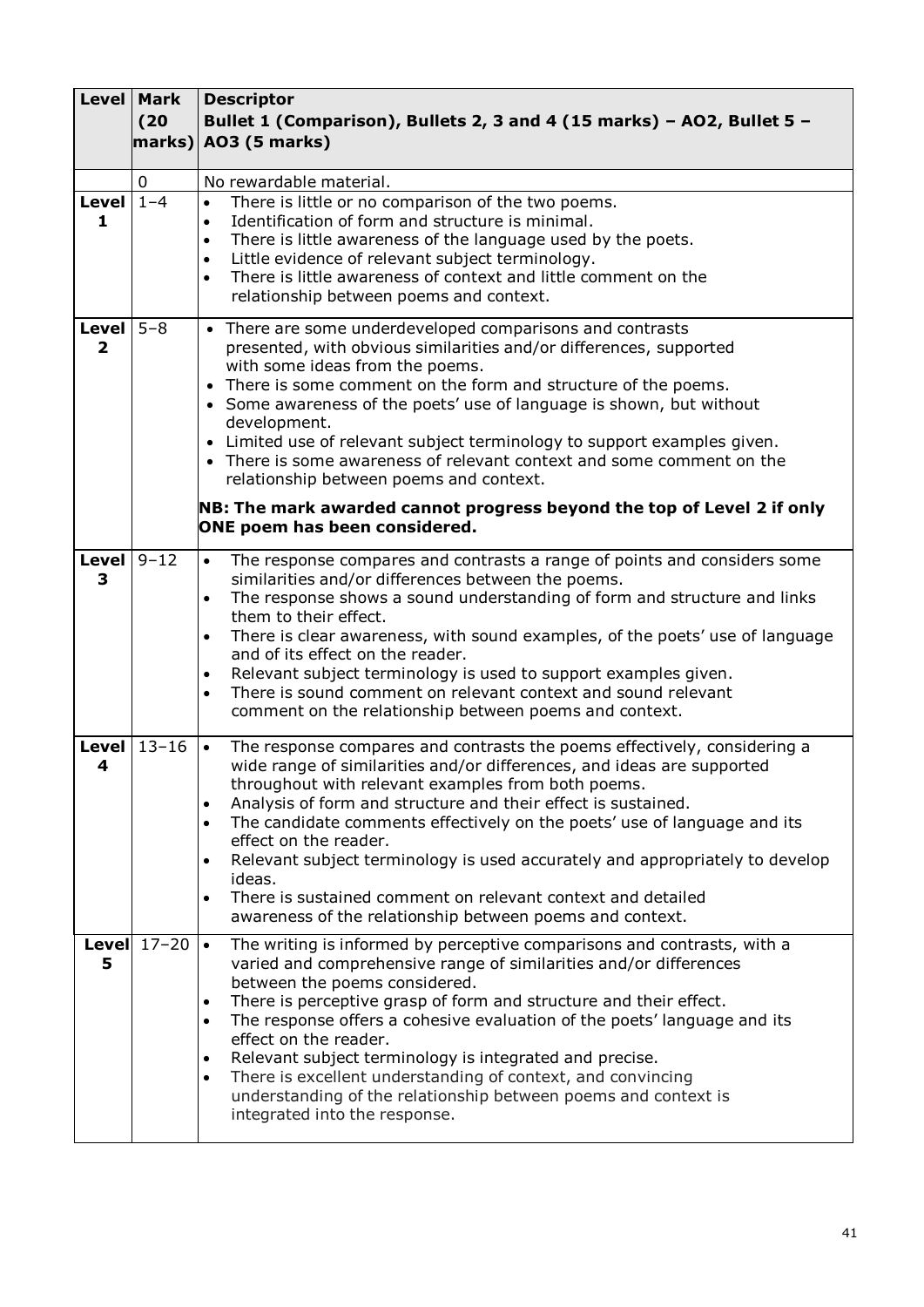| Level | Mark (20 marks) | Descriptor<br>**Bullet 1 (Comparison), Bullets 2, 3 and 4 (15 marks) – AO2, Bullet 5 – AO3 (5 marks)** |
|---|---|---|
| | 0 | No rewardable material. |
| **Level 1** | 1–4 | • There is little or no comparison of the two poems.<br>• Identification of form and structure is minimal.<br>• There is little awareness of the language used by the poets.<br>• Little evidence of relevant subject terminology.<br>• There is little awareness of context and little comment on the relationship between poems and context. |
| **Level 2** | 5–8 | • There are some underdeveloped comparisons and contrasts presented, with obvious similarities and/or differences, supported with some ideas from the poems.<br>• There is some comment on the form and structure of the poems.<br>• Some awareness of the poets' use of language is shown, but without development.<br>• Limited use of relevant subject terminology to support examples given.<br>• There is some awareness of relevant context and some comment on the relationship between poems and context.<br>**NB: The mark awarded cannot progress beyond the top of Level 2 if only ONE poem has been considered.** |
| **Level 3** | 9–12 | • The response compares and contrasts a range of points and considers some similarities and/or differences between the poems.<br>• The response shows a sound understanding of form and structure and links them to their effect.<br>• There is clear awareness, with sound examples, of the poets' use of language and of its effect on the reader.<br>• Relevant subject terminology is used to support examples given.<br>• There is sound comment on relevant context and sound relevant comment on the relationship between poems and context. |
| **Level 4** | 13–16 | • The response compares and contrasts the poems effectively, considering a wide range of similarities and/or differences, and ideas are supported throughout with relevant examples from both poems.<br>• Analysis of form and structure and their effect is sustained.<br>• The candidate comments effectively on the poets' use of language and its effect on the reader.<br>• Relevant subject terminology is used accurately and appropriately to develop ideas.<br>• There is sustained comment on relevant context and detailed awareness of the relationship between poems and context. |
| **Level 5** | 17–20 | • The writing is informed by perceptive comparisons and contrasts, with a varied and comprehensive range of similarities and/or differences between the poems considered.<br>• There is perceptive grasp of form and structure and their effect.<br>• The response offers a cohesive evaluation of the poets' language and its effect on the reader.<br>• Relevant subject terminology is integrated and precise.<br>• There is excellent understanding of context, and convincing understanding of the relationship between poems and context is integrated into the response. |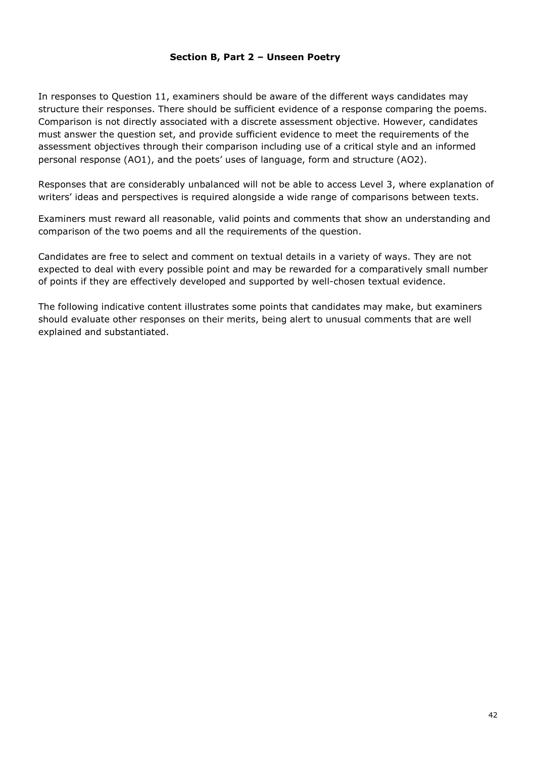## Section B, Part 2 – Unseen Poetry

In responses to Question 11, examiners should be aware of the different ways candidates may structure their responses. There should be sufficient evidence of a response comparing the poems. Comparison is not directly associated with a discrete assessment objective. However, candidates must answer the question set, and provide sufficient evidence to meet the requirements of the assessment objectives through their comparison including use of a critical style and an informed personal response (AO1), and the poets' uses of language, form and structure (AO2).

Responses that are considerably unbalanced will not be able to access Level 3, where explanation of writers' ideas and perspectives is required alongside a wide range of comparisons between texts.

Examiners must reward all reasonable, valid points and comments that show an understanding and comparison of the two poems and all the requirements of the question.

Candidates are free to select and comment on textual details in a variety of ways. They are not expected to deal with every possible point and may be rewarded for a comparatively small number of points if they are effectively developed and supported by well-chosen textual evidence.

The following indicative content illustrates some points that candidates may make, but examiners should evaluate other responses on their merits, being alert to unusual comments that are well explained and substantiated.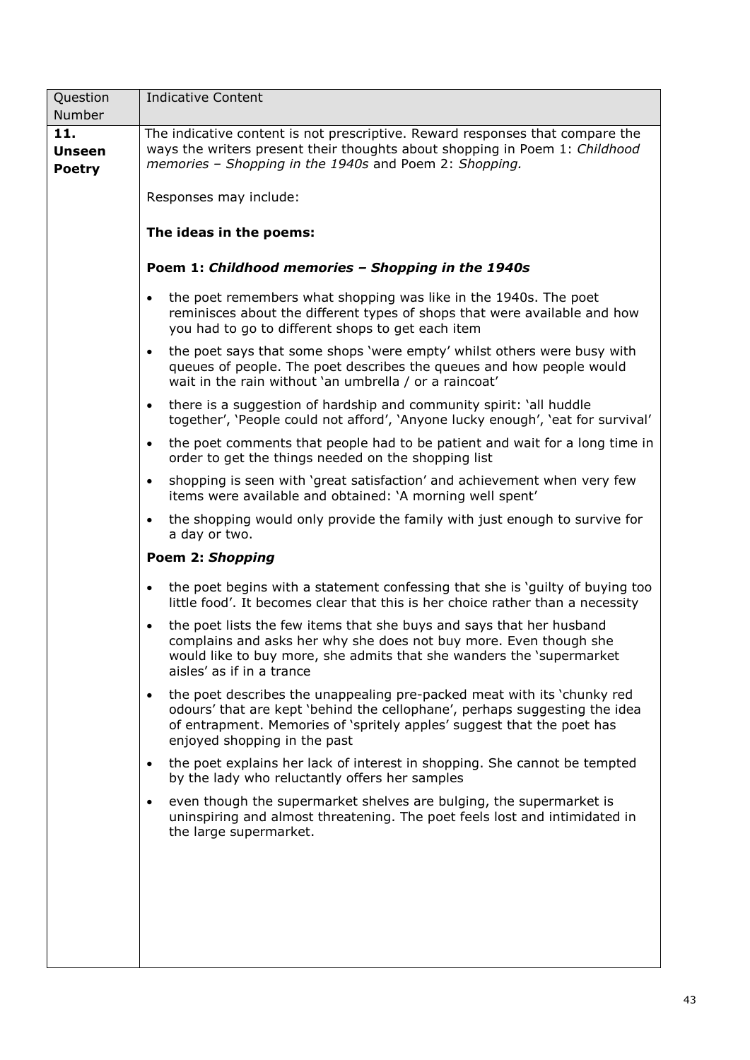| Question Number | Indicative Content |
|---|---|
| **11. Unseen Poetry** | The indicative content is not prescriptive. Reward responses that compare the ways the writers present their thoughts about shopping in Poem 1: *Childhood memories – Shopping in the 1940s* and Poem 2: *Shopping.*<br><br>Responses may include:<br><br>**The ideas in the poems:**<br><br>***Poem 1: Childhood memories – Shopping in the 1940s***<br><br>• the poet remembers what shopping was like in the 1940s. The poet reminisces about the different types of shops that were available and how you had to go to different shops to get each item<br>• the poet says that some shops 'were empty' whilst others were busy with queues of people. The poet describes the queues and how people would wait in the rain without 'an umbrella / or a raincoat'<br>• there is a suggestion of hardship and community spirit: 'all huddle together', 'People could not afford', 'Anyone lucky enough', 'eat for survival'<br>• the poet comments that people had to be patient and wait for a long time in order to get the things needed on the shopping list<br>• shopping is seen with 'great satisfaction' and achievement when very few items were available and obtained: 'A morning well spent'<br>• the shopping would only provide the family with just enough to survive for a day or two.<br><br>**Poem 2: *Shopping***<br><br>• the poet begins with a statement confessing that she is 'guilty of buying too little food'. It becomes clear that this is her choice rather than a necessity<br>• the poet lists the few items that she buys and says that her husband complains and asks her why she does not buy more. Even though she would like to buy more, she admits that she wanders the 'supermarket aisles' as if in a trance<br>• the poet describes the unappealing pre-packed meat with its 'chunky red odours' that are kept 'behind the cellophane', perhaps suggesting the idea of entrapment. Memories of 'spritely apples' suggest that the poet has enjoyed shopping in the past<br>• the poet explains her lack of interest in shopping. She cannot be tempted by the lady who reluctantly offers her samples<br>• even though the supermarket shelves are bulging, the supermarket is uninspiring and almost threatening. The poet feels lost and intimidated in the large supermarket. |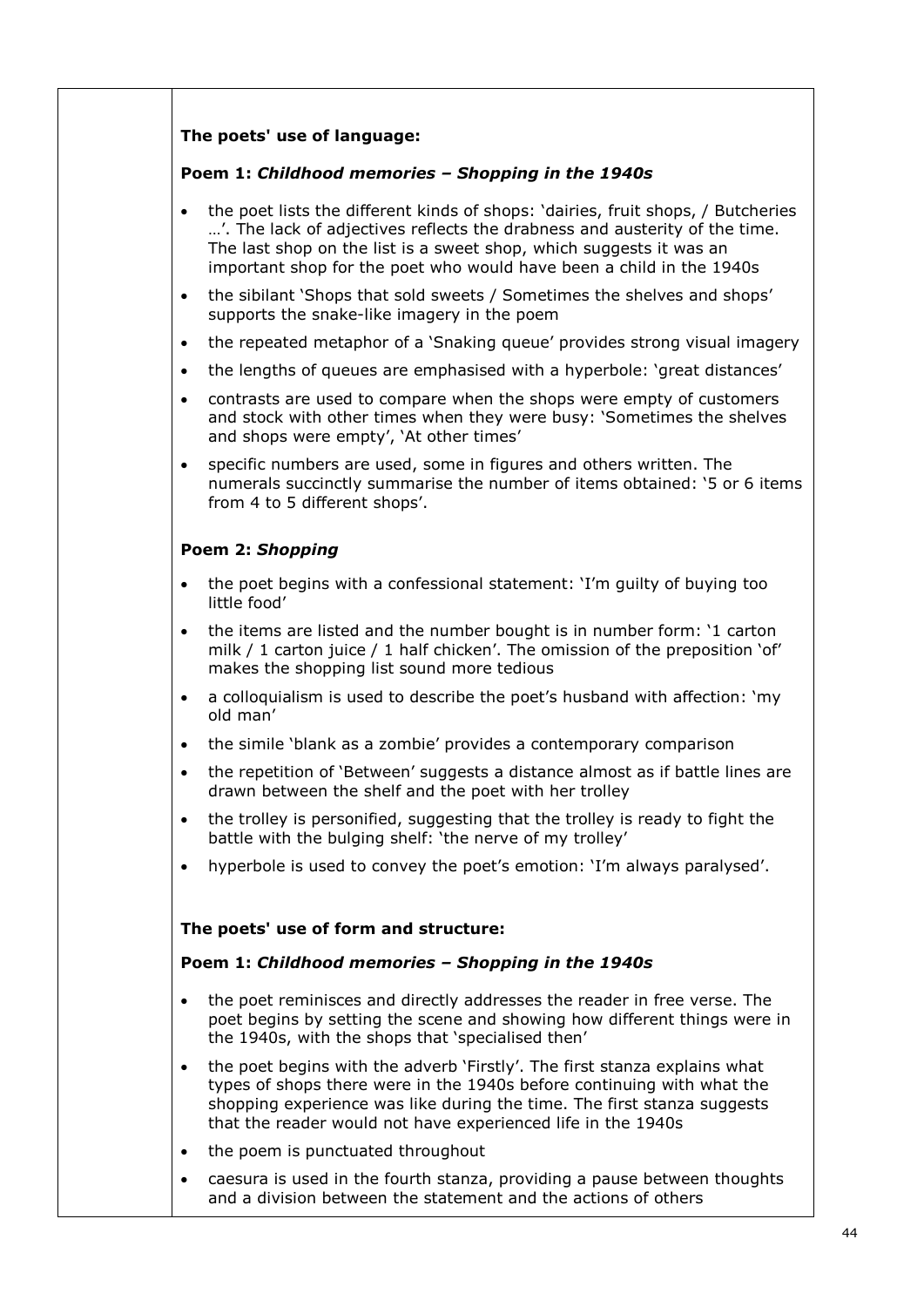**The poets' use of language:**

**Poem 1: *Childhood memories – Shopping in the 1940s***

- the poet lists the different kinds of shops: 'dairies, fruit shops, / Butcheries …'. The lack of adjectives reflects the drabness and austerity of the time. The last shop on the list is a sweet shop, which suggests it was an important shop for the poet who would have been a child in the 1940s
- the sibilant 'Shops that sold sweets / Sometimes the shelves and shops' supports the snake-like imagery in the poem
- the repeated metaphor of a 'Snaking queue' provides strong visual imagery
- the lengths of queues are emphasised with a hyperbole: 'great distances'
- contrasts are used to compare when the shops were empty of customers and stock with other times when they were busy: 'Sometimes the shelves and shops were empty', 'At other times'
- specific numbers are used, some in figures and others written. The numerals succinctly summarise the number of items obtained: '5 or 6 items from 4 to 5 different shops'.

**Poem 2: *Shopping***

- the poet begins with a confessional statement: 'I'm guilty of buying too little food'
- the items are listed and the number bought is in number form: '1 carton milk / 1 carton juice / 1 half chicken'. The omission of the preposition 'of' makes the shopping list sound more tedious
- a colloquialism is used to describe the poet's husband with affection: 'my old man'
- the simile 'blank as a zombie' provides a contemporary comparison
- the repetition of 'Between' suggests a distance almost as if battle lines are drawn between the shelf and the poet with her trolley
- the trolley is personified, suggesting that the trolley is ready to fight the battle with the bulging shelf: 'the nerve of my trolley'
- hyperbole is used to convey the poet's emotion: 'I'm always paralysed'.

**The poets' use of form and structure:**

**Poem 1: *Childhood memories – Shopping in the 1940s***

- the poet reminisces and directly addresses the reader in free verse. The poet begins by setting the scene and showing how different things were in the 1940s, with the shops that 'specialised then'
- the poet begins with the adverb 'Firstly'. The first stanza explains what types of shops there were in the 1940s before continuing with what the shopping experience was like during the time. The first stanza suggests that the reader would not have experienced life in the 1940s
- the poem is punctuated throughout
- caesura is used in the fourth stanza, providing a pause between thoughts and a division between the statement and the actions of others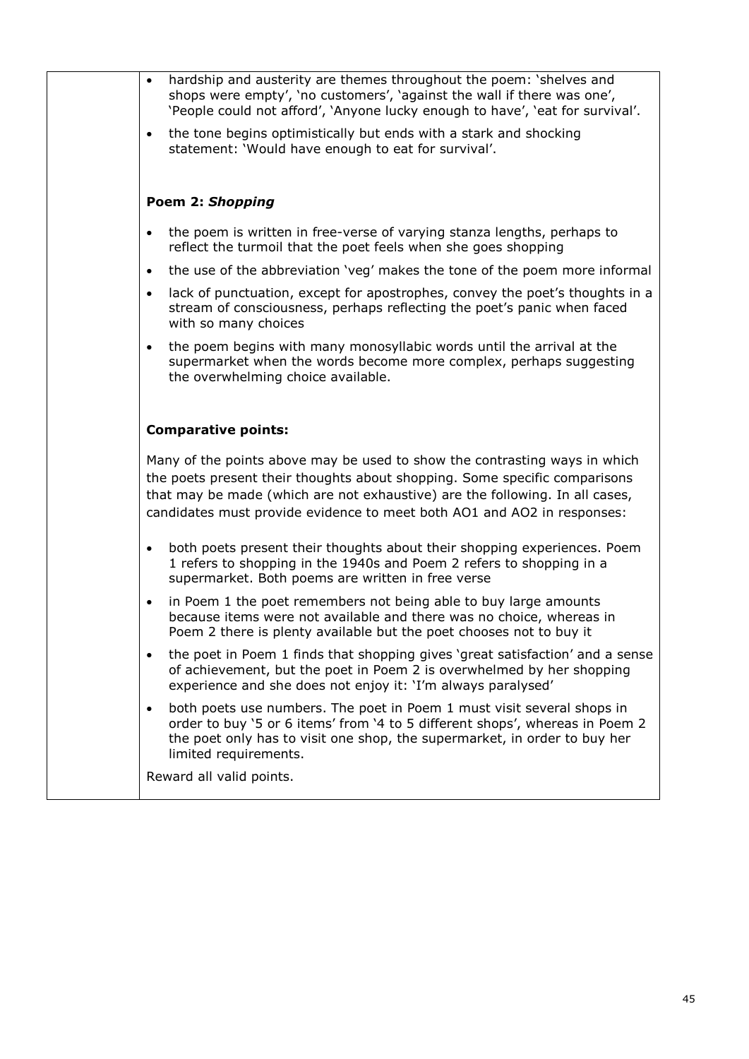- hardship and austerity are themes throughout the poem: 'shelves and shops were empty', 'no customers', 'against the wall if there was one', 'People could not afford', 'Anyone lucky enough to have', 'eat for survival'.
- the tone begins optimistically but ends with a stark and shocking statement: 'Would have enough to eat for survival'.

**Poem 2: *Shopping***

- the poem is written in free-verse of varying stanza lengths, perhaps to reflect the turmoil that the poet feels when she goes shopping
- the use of the abbreviation 'veg' makes the tone of the poem more informal
- lack of punctuation, except for apostrophes, convey the poet's thoughts in a stream of consciousness, perhaps reflecting the poet's panic when faced with so many choices
- the poem begins with many monosyllabic words until the arrival at the supermarket when the words become more complex, perhaps suggesting the overwhelming choice available.

**Comparative points:**

Many of the points above may be used to show the contrasting ways in which the poets present their thoughts about shopping. Some specific comparisons that may be made (which are not exhaustive) are the following. In all cases, candidates must provide evidence to meet both AO1 and AO2 in responses:

- both poets present their thoughts about their shopping experiences. Poem 1 refers to shopping in the 1940s and Poem 2 refers to shopping in a supermarket. Both poems are written in free verse
- in Poem 1 the poet remembers not being able to buy large amounts because items were not available and there was no choice, whereas in Poem 2 there is plenty available but the poet chooses not to buy it
- the poet in Poem 1 finds that shopping gives 'great satisfaction' and a sense of achievement, but the poet in Poem 2 is overwhelmed by her shopping experience and she does not enjoy it: 'I'm always paralysed'
- both poets use numbers. The poet in Poem 1 must visit several shops in order to buy '5 or 6 items' from '4 to 5 different shops', whereas in Poem 2 the poet only has to visit one shop, the supermarket, in order to buy her limited requirements.

Reward all valid points.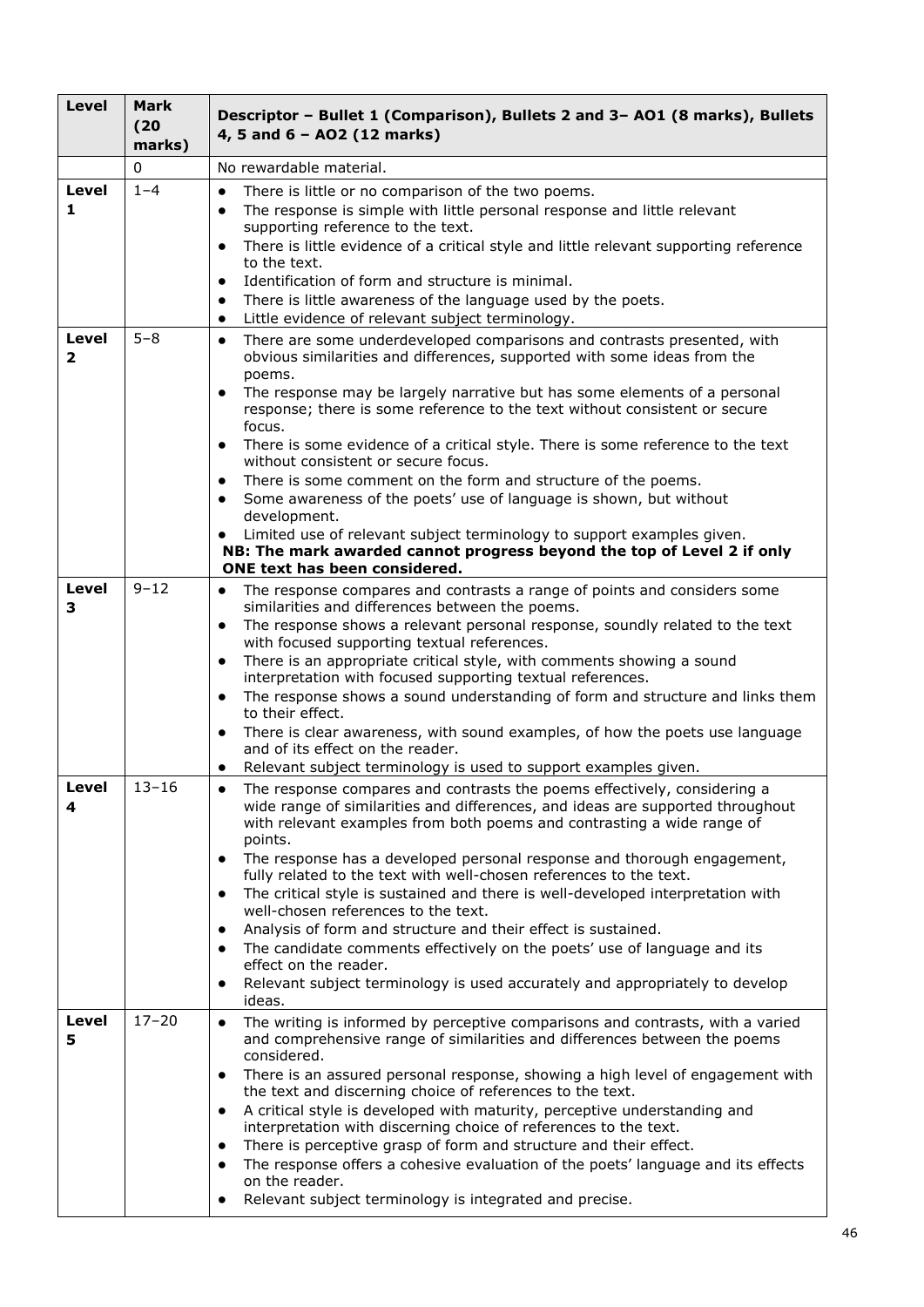| Level | Mark (20 marks) | Descriptor – Bullet 1 (Comparison), Bullets 2 and 3– AO1 (8 marks), Bullets 4, 5 and 6 – AO2 (12 marks) |
|---|---|---|
| | 0 | No rewardable material. |
| **Level 1** | 1–4 | • There is little or no comparison of the two poems.<br>• The response is simple with little personal response and little relevant supporting reference to the text.<br>• There is little evidence of a critical style and little relevant supporting reference to the text.<br>• Identification of form and structure is minimal.<br>• There is little awareness of the language used by the poets.<br>• Little evidence of relevant subject terminology. |
| **Level 2** | 5–8 | • There are some underdeveloped comparisons and contrasts presented, with obvious similarities and differences, supported with some ideas from the poems.<br>• The response may be largely narrative but has some elements of a personal response; there is some reference to the text without consistent or secure focus.<br>• There is some evidence of a critical style. There is some reference to the text without consistent or secure focus.<br>• There is some comment on the form and structure of the poems.<br>• Some awareness of the poets' use of language is shown, but without development.<br>• Limited use of relevant subject terminology to support examples given.<br>**NB: The mark awarded cannot progress beyond the top of Level 2 if only ONE text has been considered.** |
| **Level 3** | 9–12 | • The response compares and contrasts a range of points and considers some similarities and differences between the poems.<br>• The response shows a relevant personal response, soundly related to the text with focused supporting textual references.<br>• There is an appropriate critical style, with comments showing a sound interpretation with focused supporting textual references.<br>• The response shows a sound understanding of form and structure and links them to their effect.<br>• There is clear awareness, with sound examples, of how the poets use language and of its effect on the reader.<br>• Relevant subject terminology is used to support examples given. |
| **Level 4** | 13–16 | • The response compares and contrasts the poems effectively, considering a wide range of similarities and differences, and ideas are supported throughout with relevant examples from both poems and contrasting a wide range of points.<br>• The response has a developed personal response and thorough engagement, fully related to the text with well-chosen references to the text.<br>• The critical style is sustained and there is well-developed interpretation with well-chosen references to the text.<br>• Analysis of form and structure and their effect is sustained.<br>• The candidate comments effectively on the poets' use of language and its effect on the reader.<br>• Relevant subject terminology is used accurately and appropriately to develop ideas. |
| **Level 5** | 17–20 | • The writing is informed by perceptive comparisons and contrasts, with a varied and comprehensive range of similarities and differences between the poems considered.<br>• There is an assured personal response, showing a high level of engagement with the text and discerning choice of references to the text.<br>• A critical style is developed with maturity, perceptive understanding and interpretation with discerning choice of references to the text.<br>• There is perceptive grasp of form and structure and their effect.<br>• The response offers a cohesive evaluation of the poets' language and its effects on the reader.<br>• Relevant subject terminology is integrated and precise. |